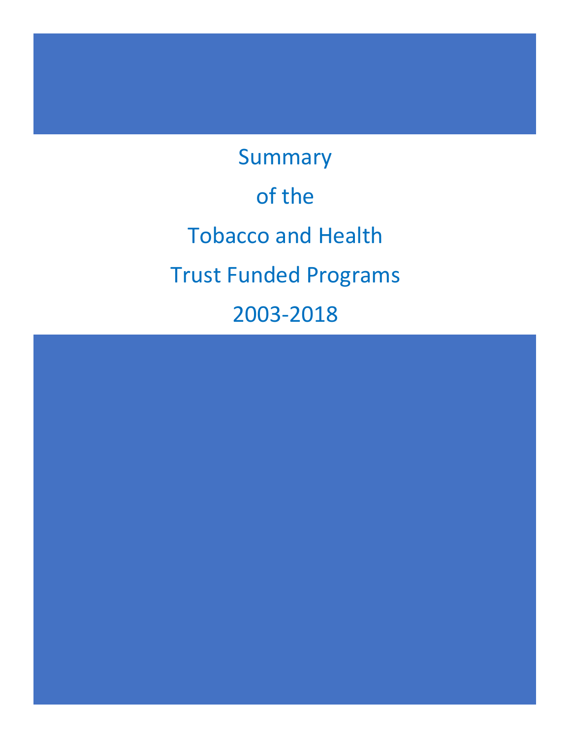# Summary

# of the

# Tobacco and Health

# Trust Funded Programs

# 2003-2018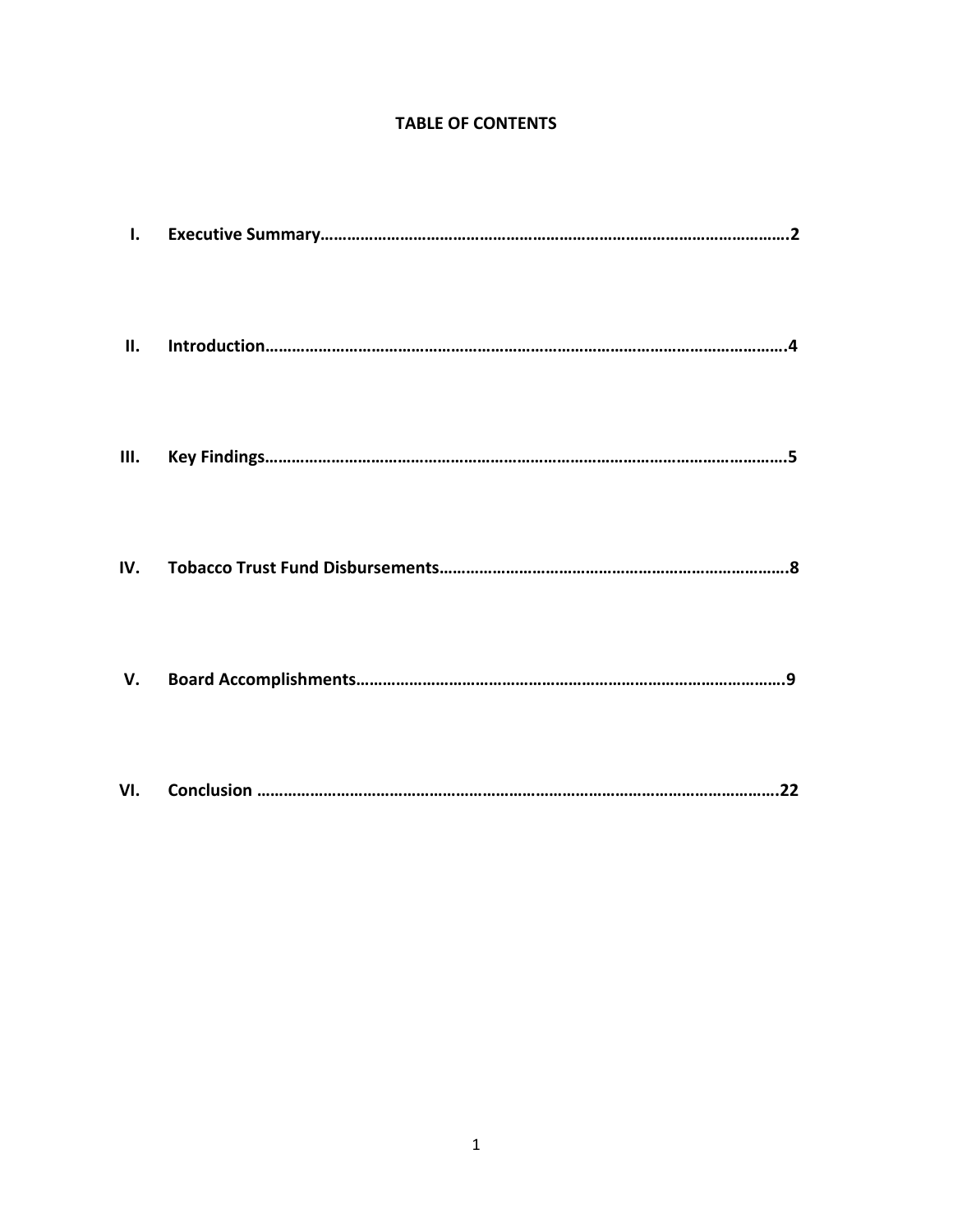**TABLE OF CONTENTS**

| | | |
|---|---|---|
| **I.** | **Executive Summary** | **2** |
| **II.** | **Introduction** | **4** |
| **III.** | **Key Findings** | **5** |
| **IV.** | **Tobacco Trust Fund Disbursements** | **8** |
| **V.** | **Board Accomplishments** | **9** |
| **VI.** | **Conclusion** | **22** |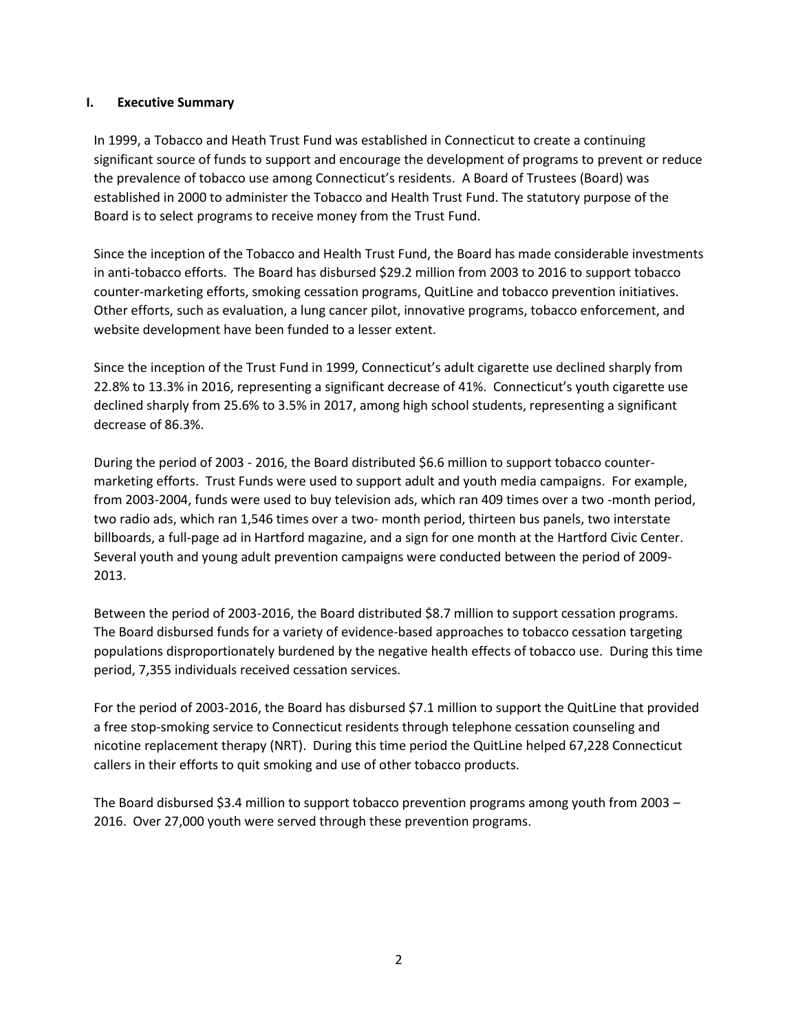## I. Executive Summary

In 1999, a Tobacco and Heath Trust Fund was established in Connecticut to create a continuing significant source of funds to support and encourage the development of programs to prevent or reduce the prevalence of tobacco use among Connecticut's residents. A Board of Trustees (Board) was established in 2000 to administer the Tobacco and Health Trust Fund. The statutory purpose of the Board is to select programs to receive money from the Trust Fund.

Since the inception of the Tobacco and Health Trust Fund, the Board has made considerable investments in anti-tobacco efforts. The Board has disbursed $29.2 million from 2003 to 2016 to support tobacco counter-marketing efforts, smoking cessation programs, QuitLine and tobacco prevention initiatives. Other efforts, such as evaluation, a lung cancer pilot, innovative programs, tobacco enforcement, and website development have been funded to a lesser extent.

Since the inception of the Trust Fund in 1999, Connecticut's adult cigarette use declined sharply from 22.8% to 13.3% in 2016, representing a significant decrease of 41%. Connecticut's youth cigarette use declined sharply from 25.6% to 3.5% in 2017, among high school students, representing a significant decrease of 86.3%.

During the period of 2003 - 2016, the Board distributed $6.6 million to support tobacco counter-marketing efforts. Trust Funds were used to support adult and youth media campaigns. For example, from 2003-2004, funds were used to buy television ads, which ran 409 times over a two -month period, two radio ads, which ran 1,546 times over a two- month period, thirteen bus panels, two interstate billboards, a full-page ad in Hartford magazine, and a sign for one month at the Hartford Civic Center. Several youth and young adult prevention campaigns were conducted between the period of 2009-2013.

Between the period of 2003-2016, the Board distributed $8.7 million to support cessation programs. The Board disbursed funds for a variety of evidence-based approaches to tobacco cessation targeting populations disproportionately burdened by the negative health effects of tobacco use. During this time period, 7,355 individuals received cessation services.

For the period of 2003-2016, the Board has disbursed $7.1 million to support the QuitLine that provided a free stop-smoking service to Connecticut residents through telephone cessation counseling and nicotine replacement therapy (NRT). During this time period the QuitLine helped 67,228 Connecticut callers in their efforts to quit smoking and use of other tobacco products.

The Board disbursed $3.4 million to support tobacco prevention programs among youth from 2003 – 2016. Over 27,000 youth were served through these prevention programs.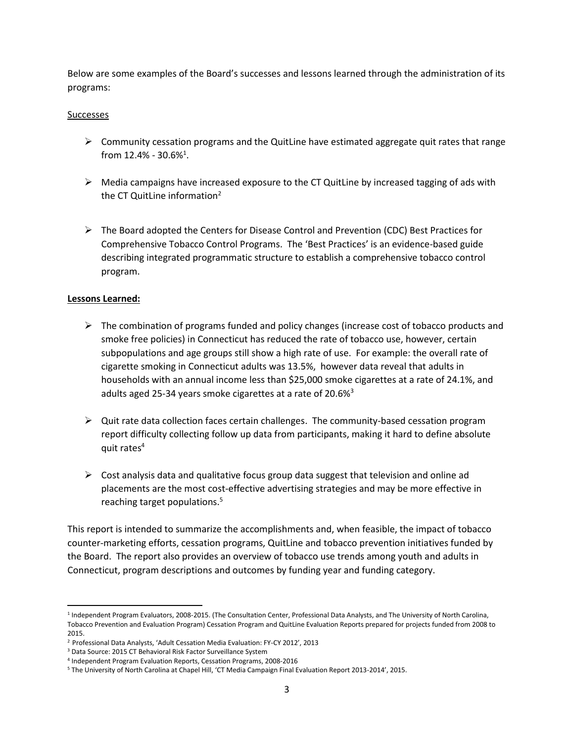Below are some examples of the Board's successes and lessons learned through the administration of its programs:

<u>Successes</u>

- Community cessation programs and the QuitLine have estimated aggregate quit rates that range from 12.4% - 30.6%[1].
- Media campaigns have increased exposure to the CT QuitLine by increased tagging of ads with the CT QuitLine information[2]
- The Board adopted the Centers for Disease Control and Prevention (CDC) Best Practices for Comprehensive Tobacco Control Programs. The 'Best Practices' is an evidence-based guide describing integrated programmatic structure to establish a comprehensive tobacco control program.

**Lessons Learned:**

- The combination of programs funded and policy changes (increase cost of tobacco products and smoke free policies) in Connecticut has reduced the rate of tobacco use, however, certain subpopulations and age groups still show a high rate of use. For example: the overall rate of cigarette smoking in Connecticut adults was 13.5%, however data reveal that adults in households with an annual income less than $25,000 smoke cigarettes at a rate of 24.1%, and adults aged 25-34 years smoke cigarettes at a rate of 20.6%[3]
- Quit rate data collection faces certain challenges. The community-based cessation program report difficulty collecting follow up data from participants, making it hard to define absolute quit rates[4]
- Cost analysis data and qualitative focus group data suggest that television and online ad placements are the most cost-effective advertising strategies and may be more effective in reaching target populations.[5]

This report is intended to summarize the accomplishments and, when feasible, the impact of tobacco counter-marketing efforts, cessation programs, QuitLine and tobacco prevention initiatives funded by the Board. The report also provides an overview of tobacco use trends among youth and adults in Connecticut, program descriptions and outcomes by funding year and funding category.

---

[1] Independent Program Evaluators, 2008-2015. (The Consultation Center, Professional Data Analysts, and The University of North Carolina, Tobacco Prevention and Evaluation Program) Cessation Program and QuitLine Evaluation Reports prepared for projects funded from 2008 to 2015.

[2] Professional Data Analysts, 'Adult Cessation Media Evaluation: FY-CY 2012', 2013

[3] Data Source: 2015 CT Behavioral Risk Factor Surveillance System

[4] Independent Program Evaluation Reports, Cessation Programs, 2008-2016

[5] The University of North Carolina at Chapel Hill, 'CT Media Campaign Final Evaluation Report 2013-2014', 2015.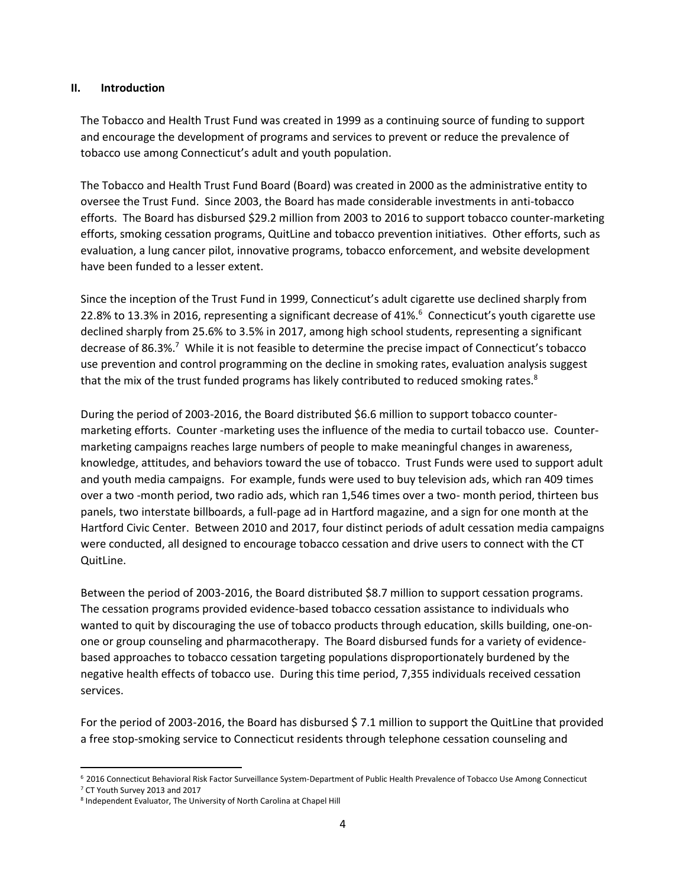## II. Introduction

The Tobacco and Health Trust Fund was created in 1999 as a continuing source of funding to support and encourage the development of programs and services to prevent or reduce the prevalence of tobacco use among Connecticut's adult and youth population.

The Tobacco and Health Trust Fund Board (Board) was created in 2000 as the administrative entity to oversee the Trust Fund. Since 2003, the Board has made considerable investments in anti-tobacco efforts. The Board has disbursed $29.2 million from 2003 to 2016 to support tobacco counter-marketing efforts, smoking cessation programs, QuitLine and tobacco prevention initiatives. Other efforts, such as evaluation, a lung cancer pilot, innovative programs, tobacco enforcement, and website development have been funded to a lesser extent.

Since the inception of the Trust Fund in 1999, Connecticut's adult cigarette use declined sharply from 22.8% to 13.3% in 2016, representing a significant decrease of 41%.[6] Connecticut's youth cigarette use declined sharply from 25.6% to 3.5% in 2017, among high school students, representing a significant decrease of 86.3%.[7] While it is not feasible to determine the precise impact of Connecticut's tobacco use prevention and control programming on the decline in smoking rates, evaluation analysis suggest that the mix of the trust funded programs has likely contributed to reduced smoking rates.[8]

During the period of 2003-2016, the Board distributed $6.6 million to support tobacco counter-marketing efforts. Counter -marketing uses the influence of the media to curtail tobacco use. Counter-marketing campaigns reaches large numbers of people to make meaningful changes in awareness, knowledge, attitudes, and behaviors toward the use of tobacco. Trust Funds were used to support adult and youth media campaigns. For example, funds were used to buy television ads, which ran 409 times over a two -month period, two radio ads, which ran 1,546 times over a two- month period, thirteen bus panels, two interstate billboards, a full-page ad in Hartford magazine, and a sign for one month at the Hartford Civic Center. Between 2010 and 2017, four distinct periods of adult cessation media campaigns were conducted, all designed to encourage tobacco cessation and drive users to connect with the CT QuitLine.

Between the period of 2003-2016, the Board distributed $8.7 million to support cessation programs. The cessation programs provided evidence-based tobacco cessation assistance to individuals who wanted to quit by discouraging the use of tobacco products through education, skills building, one-on-one or group counseling and pharmacotherapy. The Board disbursed funds for a variety of evidence-based approaches to tobacco cessation targeting populations disproportionately burdened by the negative health effects of tobacco use. During this time period, 7,355 individuals received cessation services.

For the period of 2003-2016, the Board has disbursed $ 7.1 million to support the QuitLine that provided a free stop-smoking service to Connecticut residents through telephone cessation counseling and

---

[6] 2016 Connecticut Behavioral Risk Factor Surveillance System-Department of Public Health Prevalence of Tobacco Use Among Connecticut

[7] CT Youth Survey 2013 and 2017

[8] Independent Evaluator, The University of North Carolina at Chapel Hill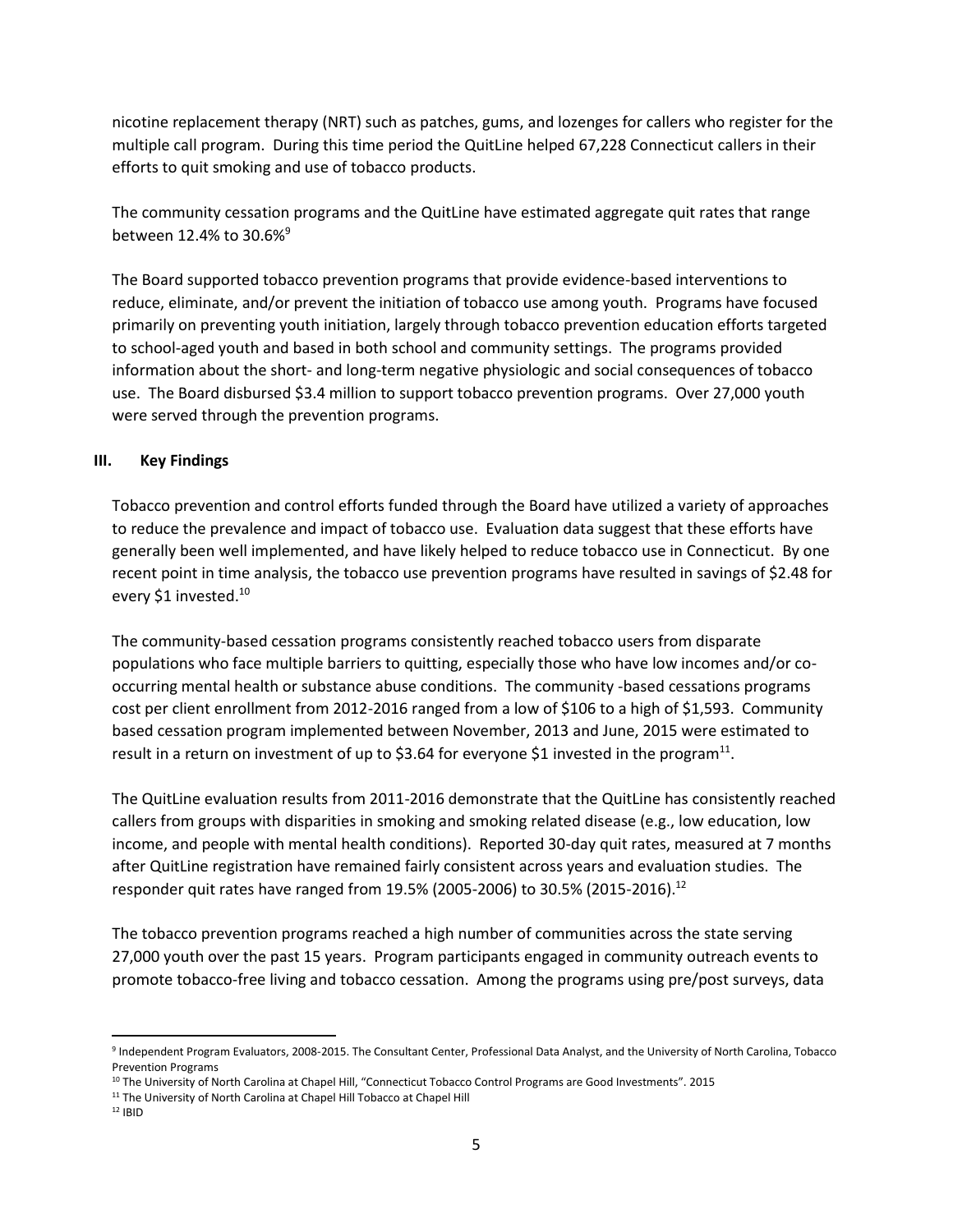nicotine replacement therapy (NRT) such as patches, gums, and lozenges for callers who register for the multiple call program. During this time period the QuitLine helped 67,228 Connecticut callers in their efforts to quit smoking and use of tobacco products.

The community cessation programs and the QuitLine have estimated aggregate quit rates that range between 12.4% to 30.6%[9]

The Board supported tobacco prevention programs that provide evidence-based interventions to reduce, eliminate, and/or prevent the initiation of tobacco use among youth. Programs have focused primarily on preventing youth initiation, largely through tobacco prevention education efforts targeted to school-aged youth and based in both school and community settings. The programs provided information about the short- and long-term negative physiologic and social consequences of tobacco use. The Board disbursed $3.4 million to support tobacco prevention programs. Over 27,000 youth were served through the prevention programs.

## III. Key Findings

Tobacco prevention and control efforts funded through the Board have utilized a variety of approaches to reduce the prevalence and impact of tobacco use. Evaluation data suggest that these efforts have generally been well implemented, and have likely helped to reduce tobacco use in Connecticut. By one recent point in time analysis, the tobacco use prevention programs have resulted in savings of $2.48 for every $1 invested.[10]

The community-based cessation programs consistently reached tobacco users from disparate populations who face multiple barriers to quitting, especially those who have low incomes and/or co-occurring mental health or substance abuse conditions. The community -based cessations programs cost per client enrollment from 2012-2016 ranged from a low of $106 to a high of $1,593. Community based cessation program implemented between November, 2013 and June, 2015 were estimated to result in a return on investment of up to $3.64 for everyone $1 invested in the program[11].

The QuitLine evaluation results from 2011-2016 demonstrate that the QuitLine has consistently reached callers from groups with disparities in smoking and smoking related disease (e.g., low education, low income, and people with mental health conditions). Reported 30-day quit rates, measured at 7 months after QuitLine registration have remained fairly consistent across years and evaluation studies. The responder quit rates have ranged from 19.5% (2005-2006) to 30.5% (2015-2016).[12]

The tobacco prevention programs reached a high number of communities across the state serving 27,000 youth over the past 15 years. Program participants engaged in community outreach events to promote tobacco-free living and tobacco cessation. Among the programs using pre/post surveys, data

---

[9] Independent Program Evaluators, 2008-2015. The Consultant Center, Professional Data Analyst, and the University of North Carolina, Tobacco Prevention Programs

[10] The University of North Carolina at Chapel Hill, "Connecticut Tobacco Control Programs are Good Investments". 2015

[11] The University of North Carolina at Chapel Hill Tobacco at Chapel Hill

[12] IBID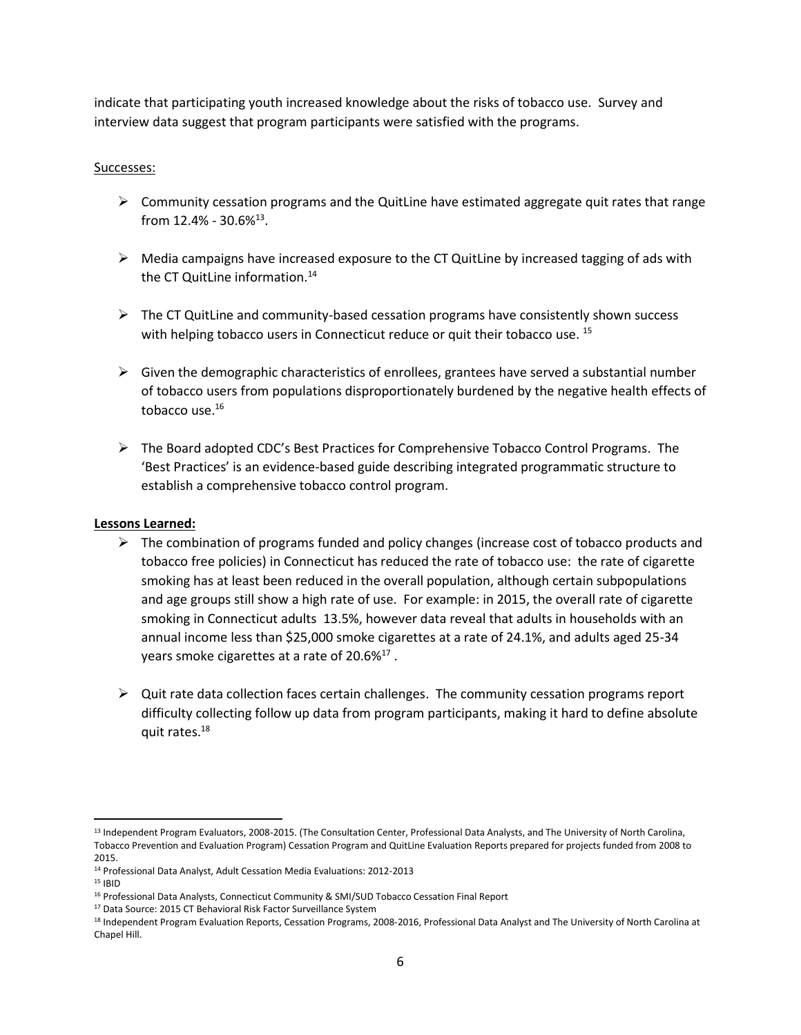indicate that participating youth increased knowledge about the risks of tobacco use. Survey and interview data suggest that program participants were satisfied with the programs.

Successes:

- Community cessation programs and the QuitLine have estimated aggregate quit rates that range from 12.4% - 30.6%[13].
- Media campaigns have increased exposure to the CT QuitLine by increased tagging of ads with the CT QuitLine information.[14]
- The CT QuitLine and community-based cessation programs have consistently shown success with helping tobacco users in Connecticut reduce or quit their tobacco use. [15]
- Given the demographic characteristics of enrollees, grantees have served a substantial number of tobacco users from populations disproportionately burdened by the negative health effects of tobacco use.[16]
- The Board adopted CDC's Best Practices for Comprehensive Tobacco Control Programs. The 'Best Practices' is an evidence-based guide describing integrated programmatic structure to establish a comprehensive tobacco control program.

**Lessons Learned:**

- The combination of programs funded and policy changes (increase cost of tobacco products and tobacco free policies) in Connecticut has reduced the rate of tobacco use: the rate of cigarette smoking has at least been reduced in the overall population, although certain subpopulations and age groups still show a high rate of use. For example: in 2015, the overall rate of cigarette smoking in Connecticut adults 13.5%, however data reveal that adults in households with an annual income less than $25,000 smoke cigarettes at a rate of 24.1%, and adults aged 25-34 years smoke cigarettes at a rate of 20.6%[17] .
- Quit rate data collection faces certain challenges. The community cessation programs report difficulty collecting follow up data from program participants, making it hard to define absolute quit rates.[18]

---

[13] Independent Program Evaluators, 2008-2015. (The Consultation Center, Professional Data Analysts, and The University of North Carolina, Tobacco Prevention and Evaluation Program) Cessation Program and QuitLine Evaluation Reports prepared for projects funded from 2008 to 2015.

[14] Professional Data Analyst, Adult Cessation Media Evaluations: 2012-2013

[15] IBID

[16] Professional Data Analysts, Connecticut Community & SMI/SUD Tobacco Cessation Final Report

[17] Data Source: 2015 CT Behavioral Risk Factor Surveillance System

[18] Independent Program Evaluation Reports, Cessation Programs, 2008-2016, Professional Data Analyst and The University of North Carolina at Chapel Hill.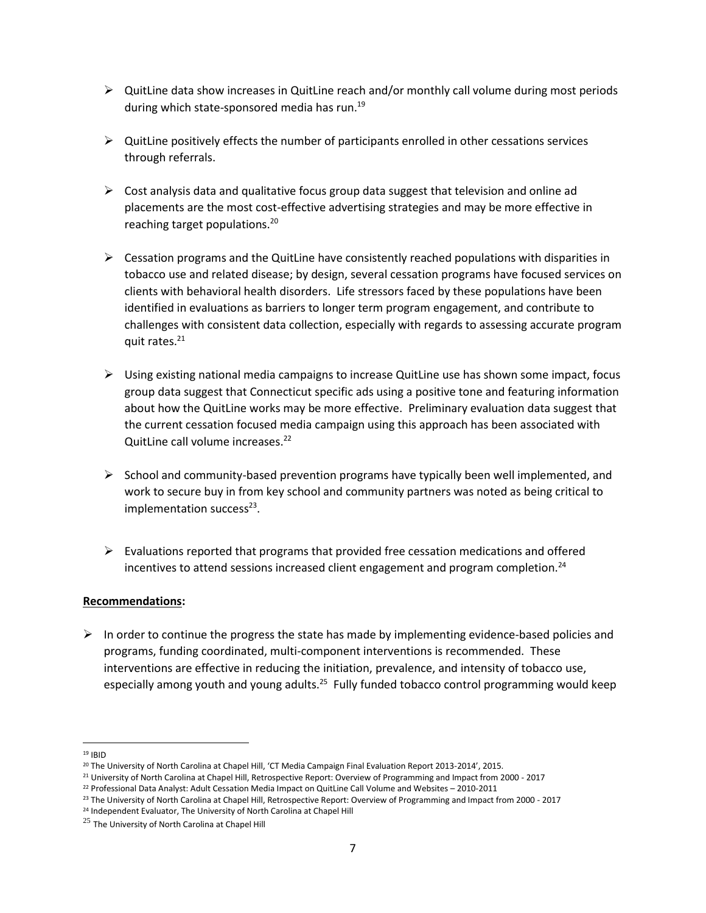- QuitLine data show increases in QuitLine reach and/or monthly call volume during most periods during which state-sponsored media has run.[19]

- QuitLine positively effects the number of participants enrolled in other cessations services through referrals.

- Cost analysis data and qualitative focus group data suggest that television and online ad placements are the most cost-effective advertising strategies and may be more effective in reaching target populations.[20]

- Cessation programs and the QuitLine have consistently reached populations with disparities in tobacco use and related disease; by design, several cessation programs have focused services on clients with behavioral health disorders. Life stressors faced by these populations have been identified in evaluations as barriers to longer term program engagement, and contribute to challenges with consistent data collection, especially with regards to assessing accurate program quit rates.[21]

- Using existing national media campaigns to increase QuitLine use has shown some impact, focus group data suggest that Connecticut specific ads using a positive tone and featuring information about how the QuitLine works may be more effective. Preliminary evaluation data suggest that the current cessation focused media campaign using this approach has been associated with QuitLine call volume increases.[22]

- School and community-based prevention programs have typically been well implemented, and work to secure buy in from key school and community partners was noted as being critical to implementation success[23].

- Evaluations reported that programs that provided free cessation medications and offered incentives to attend sessions increased client engagement and program completion.[24]

**Recommendations:**

- In order to continue the progress the state has made by implementing evidence-based policies and programs, funding coordinated, multi-component interventions is recommended. These interventions are effective in reducing the initiation, prevalence, and intensity of tobacco use, especially among youth and young adults.[25] Fully funded tobacco control programming would keep

---

[19] IBID

[20] The University of North Carolina at Chapel Hill, 'CT Media Campaign Final Evaluation Report 2013-2014', 2015.

[21] University of North Carolina at Chapel Hill, Retrospective Report: Overview of Programming and Impact from 2000 - 2017

[22] Professional Data Analyst: Adult Cessation Media Impact on QuitLine Call Volume and Websites – 2010-2011

[23] The University of North Carolina at Chapel Hill, Retrospective Report: Overview of Programming and Impact from 2000 - 2017

[24] Independent Evaluator, The University of North Carolina at Chapel Hill

[25] The University of North Carolina at Chapel Hill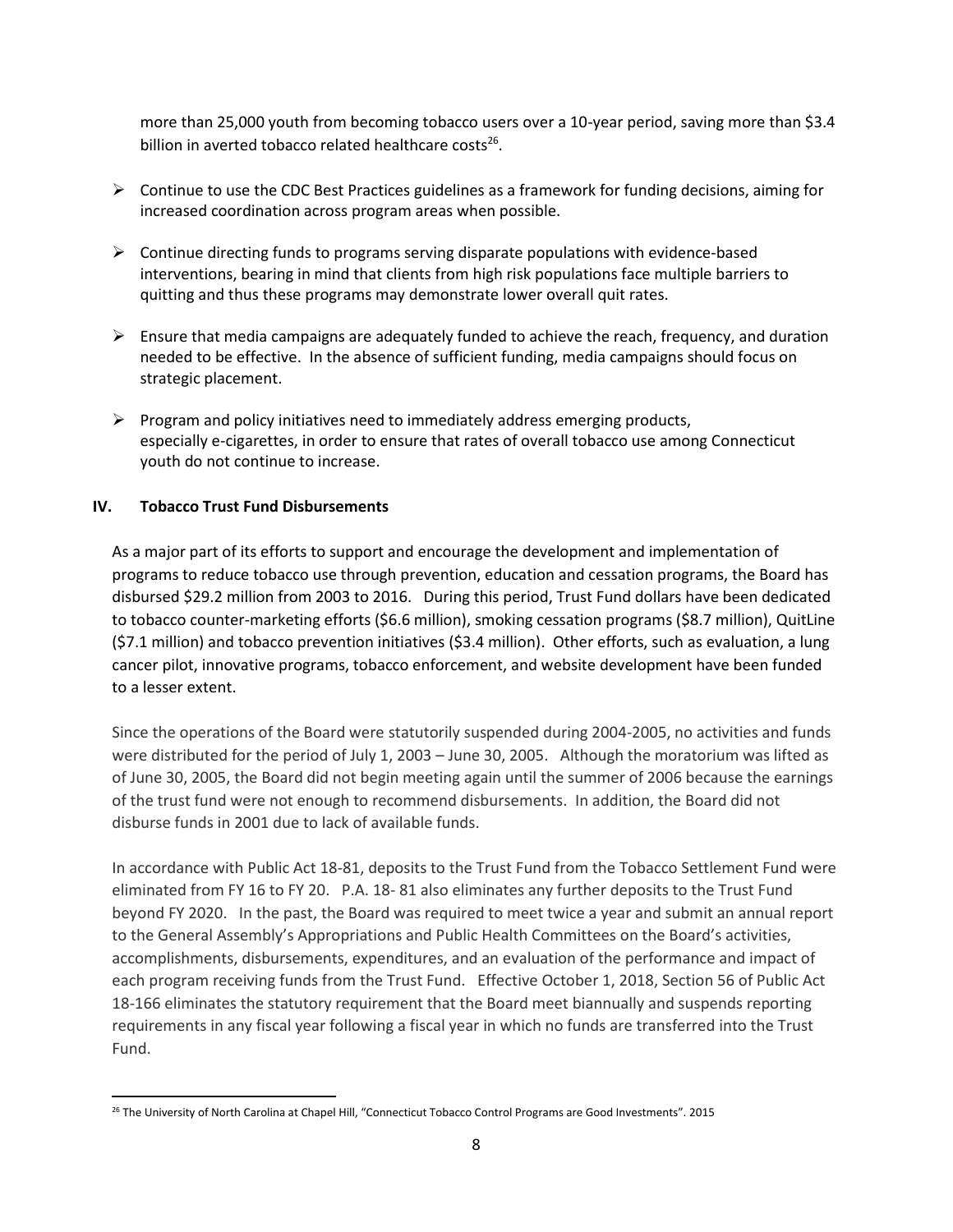more than 25,000 youth from becoming tobacco users over a 10-year period, saving more than $3.4 billion in averted tobacco related healthcare costs[26].

- Continue to use the CDC Best Practices guidelines as a framework for funding decisions, aiming for increased coordination across program areas when possible.
- Continue directing funds to programs serving disparate populations with evidence-based interventions, bearing in mind that clients from high risk populations face multiple barriers to quitting and thus these programs may demonstrate lower overall quit rates.
- Ensure that media campaigns are adequately funded to achieve the reach, frequency, and duration needed to be effective. In the absence of sufficient funding, media campaigns should focus on strategic placement.
- Program and policy initiatives need to immediately address emerging products, especially e-cigarettes, in order to ensure that rates of overall tobacco use among Connecticut youth do not continue to increase.

## IV. Tobacco Trust Fund Disbursements

As a major part of its efforts to support and encourage the development and implementation of programs to reduce tobacco use through prevention, education and cessation programs, the Board has disbursed $29.2 million from 2003 to 2016. During this period, Trust Fund dollars have been dedicated to tobacco counter-marketing efforts ($6.6 million), smoking cessation programs ($8.7 million), QuitLine ($7.1 million) and tobacco prevention initiatives ($3.4 million). Other efforts, such as evaluation, a lung cancer pilot, innovative programs, tobacco enforcement, and website development have been funded to a lesser extent.

Since the operations of the Board were statutorily suspended during 2004-2005, no activities and funds were distributed for the period of July 1, 2003 – June 30, 2005. Although the moratorium was lifted as of June 30, 2005, the Board did not begin meeting again until the summer of 2006 because the earnings of the trust fund were not enough to recommend disbursements. In addition, the Board did not disburse funds in 2001 due to lack of available funds.

In accordance with Public Act 18-81, deposits to the Trust Fund from the Tobacco Settlement Fund were eliminated from FY 16 to FY 20. P.A. 18- 81 also eliminates any further deposits to the Trust Fund beyond FY 2020. In the past, the Board was required to meet twice a year and submit an annual report to the General Assembly's Appropriations and Public Health Committees on the Board's activities, accomplishments, disbursements, expenditures, and an evaluation of the performance and impact of each program receiving funds from the Trust Fund. Effective October 1, 2018, Section 56 of Public Act 18-166 eliminates the statutory requirement that the Board meet biannually and suspends reporting requirements in any fiscal year following a fiscal year in which no funds are transferred into the Trust Fund.

---

[26] The University of North Carolina at Chapel Hill, "Connecticut Tobacco Control Programs are Good Investments". 2015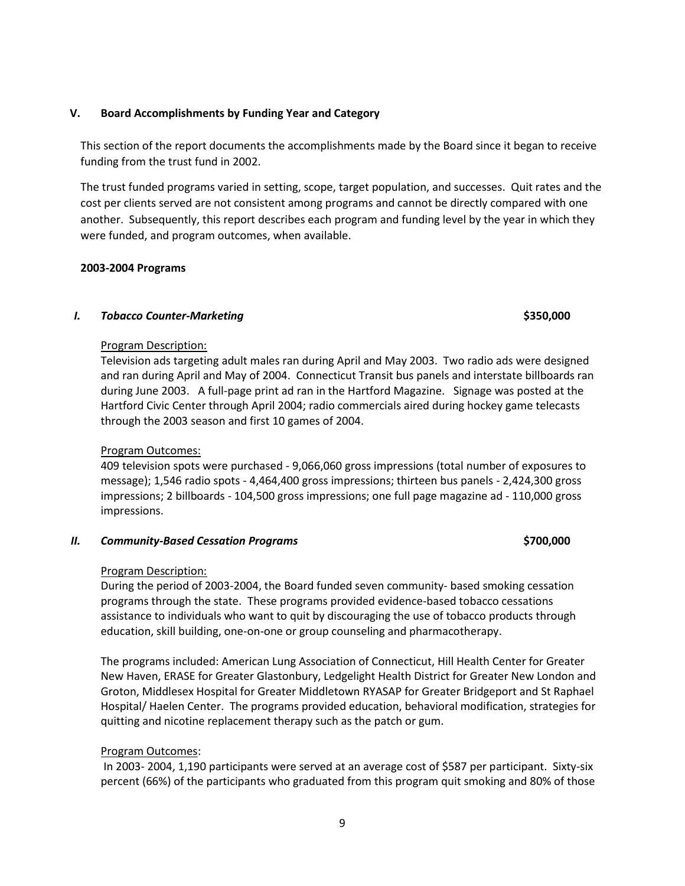## V. Board Accomplishments by Funding Year and Category

This section of the report documents the accomplishments made by the Board since it began to receive funding from the trust fund in 2002.

The trust funded programs varied in setting, scope, target population, and successes. Quit rates and the cost per clients served are not consistent among programs and cannot be directly compared with one another. Subsequently, this report describes each program and funding level by the year in which they were funded, and program outcomes, when available.

### 2003-2004 Programs

#### *I. Tobacco Counter-Marketing* **$350,000**

Program Description:

Television ads targeting adult males ran during April and May 2003. Two radio ads were designed and ran during April and May of 2004. Connecticut Transit bus panels and interstate billboards ran during June 2003. A full-page print ad ran in the Hartford Magazine. Signage was posted at the Hartford Civic Center through April 2004; radio commercials aired during hockey game telecasts through the 2003 season and first 10 games of 2004.

Program Outcomes:

409 television spots were purchased - 9,066,060 gross impressions (total number of exposures to message); 1,546 radio spots - 4,464,400 gross impressions; thirteen bus panels - 2,424,300 gross impressions; 2 billboards - 104,500 gross impressions; one full page magazine ad - 110,000 gross impressions.

#### *II. Community-Based Cessation Programs* **$700,000**

Program Description:

During the period of 2003-2004, the Board funded seven community- based smoking cessation programs through the state. These programs provided evidence-based tobacco cessations assistance to individuals who want to quit by discouraging the use of tobacco products through education, skill building, one-on-one or group counseling and pharmacotherapy.

The programs included: American Lung Association of Connecticut, Hill Health Center for Greater New Haven, ERASE for Greater Glastonbury, Ledgelight Health District for Greater New London and Groton, Middlesex Hospital for Greater Middletown RYASAP for Greater Bridgeport and St Raphael Hospital/ Haelen Center. The programs provided education, behavioral modification, strategies for quitting and nicotine replacement therapy such as the patch or gum.

Program Outcomes:

In 2003- 2004, 1,190 participants were served at an average cost of $587 per participant. Sixty-six percent (66%) of the participants who graduated from this program quit smoking and 80% of those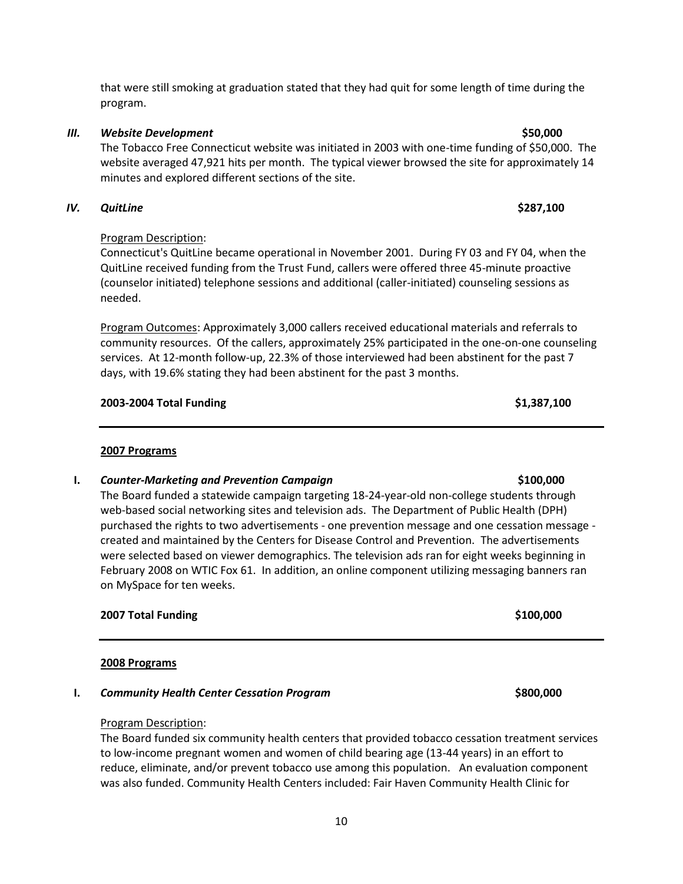that were still smoking at graduation stated that they had quit for some length of time during the program.

***III. Website Development*** **$50,000**

The Tobacco Free Connecticut website was initiated in 2003 with one-time funding of $50,000. The website averaged 47,921 hits per month. The typical viewer browsed the site for approximately 14 minutes and explored different sections of the site.

***IV. QuitLine*** **$287,100**

Program Description:
Connecticut's QuitLine became operational in November 2001. During FY 03 and FY 04, when the QuitLine received funding from the Trust Fund, callers were offered three 45-minute proactive (counselor initiated) telephone sessions and additional (caller-initiated) counseling sessions as needed.

Program Outcomes: Approximately 3,000 callers received educational materials and referrals to community resources. Of the callers, approximately 25% participated in the one-on-one counseling services. At 12-month follow-up, 22.3% of those interviewed had been abstinent for the past 7 days, with 19.6% stating they had been abstinent for the past 3 months.

**2003-2004 Total Funding** **$1,387,100**

---

**2007 Programs**

**I. *Counter-Marketing and Prevention Campaign*** **$100,000**

The Board funded a statewide campaign targeting 18-24-year-old non-college students through web-based social networking sites and television ads. The Department of Public Health (DPH) purchased the rights to two advertisements - one prevention message and one cessation message - created and maintained by the Centers for Disease Control and Prevention. The advertisements were selected based on viewer demographics. The television ads ran for eight weeks beginning in February 2008 on WTIC Fox 61. In addition, an online component utilizing messaging banners ran on MySpace for ten weeks.

**2007 Total Funding** **$100,000**

---

**2008 Programs**

**I. *Community Health Center Cessation Program*** **$800,000**

Program Description:
The Board funded six community health centers that provided tobacco cessation treatment services to low-income pregnant women and women of child bearing age (13-44 years) in an effort to reduce, eliminate, and/or prevent tobacco use among this population. An evaluation component was also funded. Community Health Centers included: Fair Haven Community Health Clinic for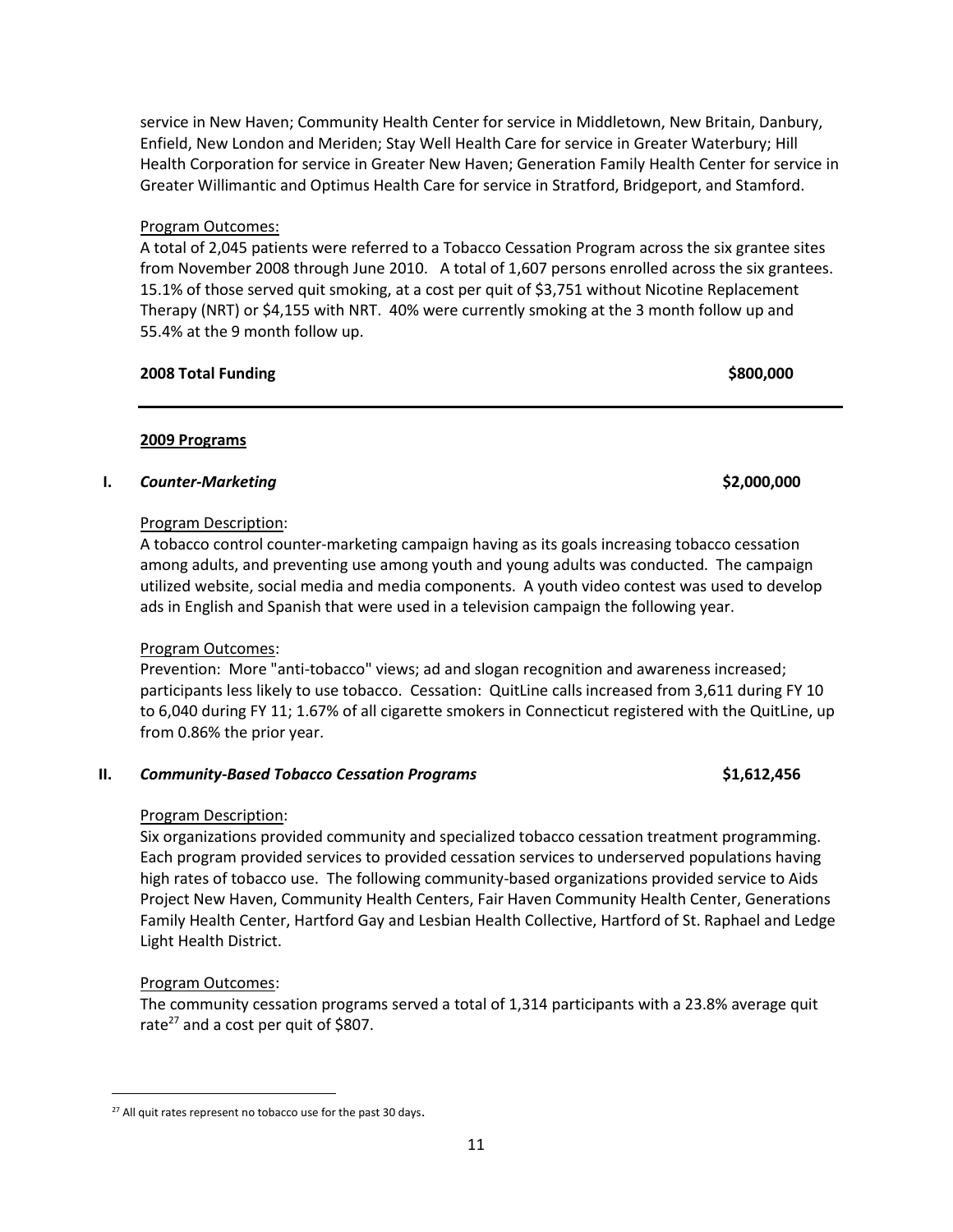service in New Haven; Community Health Center for service in Middletown, New Britain, Danbury, Enfield, New London and Meriden; Stay Well Health Care for service in Greater Waterbury; Hill Health Corporation for service in Greater New Haven; Generation Family Health Center for service in Greater Willimantic and Optimus Health Care for service in Stratford, Bridgeport, and Stamford.

Program Outcomes:

A total of 2,045 patients were referred to a Tobacco Cessation Program across the six grantee sites from November 2008 through June 2010. A total of 1,607 persons enrolled across the six grantees. 15.1% of those served quit smoking, at a cost per quit of $3,751 without Nicotine Replacement Therapy (NRT) or $4,155 with NRT. 40% were currently smoking at the 3 month follow up and 55.4% at the 9 month follow up.

**2008 Total Funding** **$800,000**

---

**2009 Programs**

**I. *Counter-Marketing*** **$2,000,000**

Program Description:

A tobacco control counter-marketing campaign having as its goals increasing tobacco cessation among adults, and preventing use among youth and young adults was conducted. The campaign utilized website, social media and media components. A youth video contest was used to develop ads in English and Spanish that were used in a television campaign the following year.

Program Outcomes:

Prevention: More "anti-tobacco" views; ad and slogan recognition and awareness increased; participants less likely to use tobacco. Cessation: QuitLine calls increased from 3,611 during FY 10 to 6,040 during FY 11; 1.67% of all cigarette smokers in Connecticut registered with the QuitLine, up from 0.86% the prior year.

**II. *Community-Based Tobacco Cessation Programs*** **$1,612,456**

Program Description:

Six organizations provided community and specialized tobacco cessation treatment programming. Each program provided services to provided cessation services to underserved populations having high rates of tobacco use. The following community-based organizations provided service to Aids Project New Haven, Community Health Centers, Fair Haven Community Health Center, Generations Family Health Center, Hartford Gay and Lesbian Health Collective, Hartford of St. Raphael and Ledge Light Health District.

Program Outcomes:

The community cessation programs served a total of 1,314 participants with a 23.8% average quit rate[27] and a cost per quit of $807.

[27] All quit rates represent no tobacco use for the past 30 days.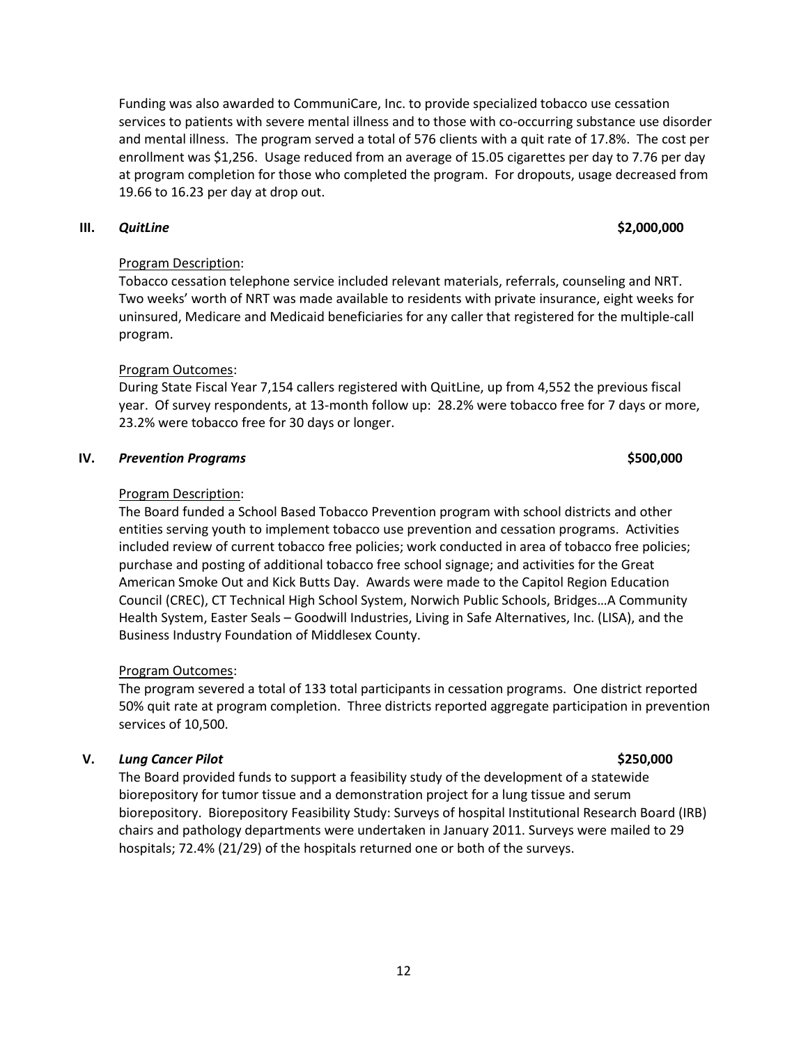Funding was also awarded to CommuniCare, Inc. to provide specialized tobacco use cessation services to patients with severe mental illness and to those with co-occurring substance use disorder and mental illness. The program served a total of 576 clients with a quit rate of 17.8%. The cost per enrollment was $1,256. Usage reduced from an average of 15.05 cigarettes per day to 7.76 per day at program completion for those who completed the program. For dropouts, usage decreased from 19.66 to 16.23 per day at drop out.

### III. *QuitLine* $2,000,000

Program Description:

Tobacco cessation telephone service included relevant materials, referrals, counseling and NRT. Two weeks' worth of NRT was made available to residents with private insurance, eight weeks for uninsured, Medicare and Medicaid beneficiaries for any caller that registered for the multiple-call program.

Program Outcomes:

During State Fiscal Year 7,154 callers registered with QuitLine, up from 4,552 the previous fiscal year. Of survey respondents, at 13-month follow up: 28.2% were tobacco free for 7 days or more, 23.2% were tobacco free for 30 days or longer.

### IV. *Prevention Programs* $500,000

Program Description:

The Board funded a School Based Tobacco Prevention program with school districts and other entities serving youth to implement tobacco use prevention and cessation programs. Activities included review of current tobacco free policies; work conducted in area of tobacco free policies; purchase and posting of additional tobacco free school signage; and activities for the Great American Smoke Out and Kick Butts Day. Awards were made to the Capitol Region Education Council (CREC), CT Technical High School System, Norwich Public Schools, Bridges…A Community Health System, Easter Seals – Goodwill Industries, Living in Safe Alternatives, Inc. (LISA), and the Business Industry Foundation of Middlesex County.

Program Outcomes:

The program severed a total of 133 total participants in cessation programs. One district reported 50% quit rate at program completion. Three districts reported aggregate participation in prevention services of 10,500.

### V. *Lung Cancer Pilot* $250,000

The Board provided funds to support a feasibility study of the development of a statewide biorepository for tumor tissue and a demonstration project for a lung tissue and serum biorepository. Biorepository Feasibility Study: Surveys of hospital Institutional Research Board (IRB) chairs and pathology departments were undertaken in January 2011. Surveys were mailed to 29 hospitals; 72.4% (21/29) of the hospitals returned one or both of the surveys.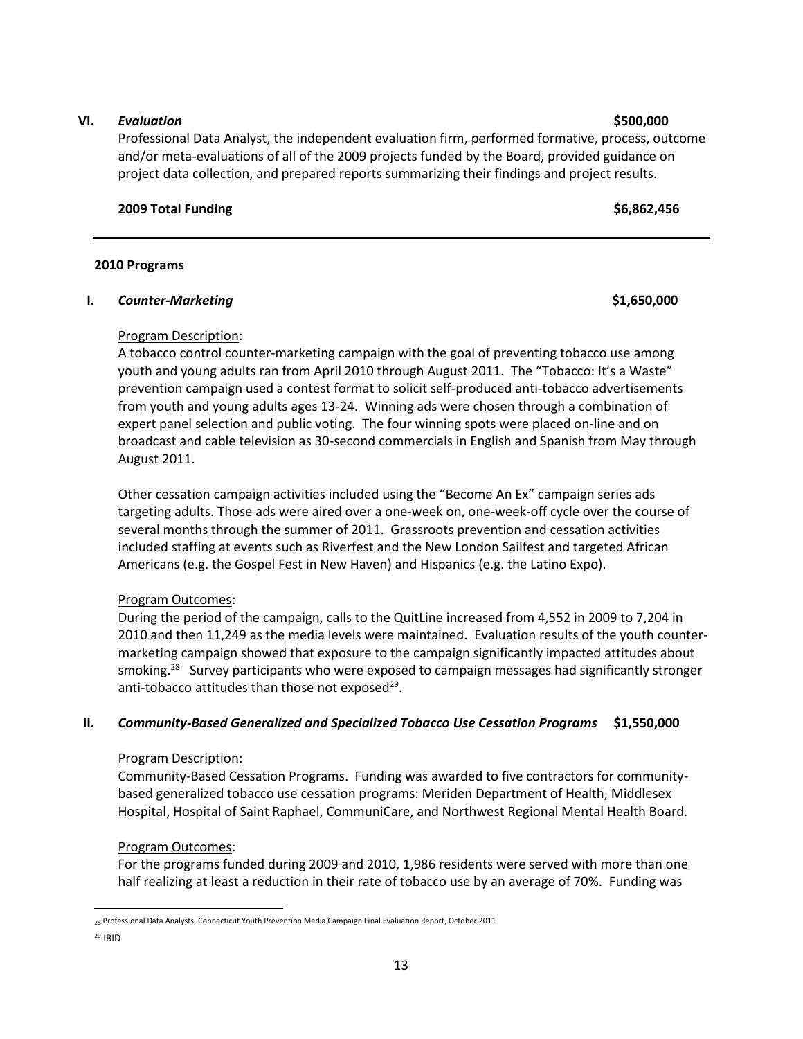**VI. *Evaluation* $500,000**

Professional Data Analyst, the independent evaluation firm, performed formative, process, outcome and/or meta-evaluations of all of the 2009 projects funded by the Board, provided guidance on project data collection, and prepared reports summarizing their findings and project results.

**2009 Total Funding $6,862,456**

---

**2010 Programs**

**I. *Counter-Marketing* $1,650,000**

Program Description:

A tobacco control counter-marketing campaign with the goal of preventing tobacco use among youth and young adults ran from April 2010 through August 2011. The "Tobacco: It's a Waste" prevention campaign used a contest format to solicit self-produced anti-tobacco advertisements from youth and young adults ages 13-24. Winning ads were chosen through a combination of expert panel selection and public voting. The four winning spots were placed on-line and on broadcast and cable television as 30-second commercials in English and Spanish from May through August 2011.

Other cessation campaign activities included using the "Become An Ex" campaign series ads targeting adults. Those ads were aired over a one-week on, one-week-off cycle over the course of several months through the summer of 2011. Grassroots prevention and cessation activities included staffing at events such as Riverfest and the New London Sailfest and targeted African Americans (e.g. the Gospel Fest in New Haven) and Hispanics (e.g. the Latino Expo).

Program Outcomes:

During the period of the campaign, calls to the QuitLine increased from 4,552 in 2009 to 7,204 in 2010 and then 11,249 as the media levels were maintained. Evaluation results of the youth counter-marketing campaign showed that exposure to the campaign significantly impacted attitudes about smoking.[28] Survey participants who were exposed to campaign messages had significantly stronger anti-tobacco attitudes than those not exposed[29].

**II. *Community-Based Generalized and Specialized Tobacco Use Cessation Programs* $1,550,000**

Program Description:

Community-Based Cessation Programs. Funding was awarded to five contractors for community-based generalized tobacco use cessation programs: Meriden Department of Health, Middlesex Hospital, Hospital of Saint Raphael, CommuniCare, and Northwest Regional Mental Health Board.

Program Outcomes:

For the programs funded during 2009 and 2010, 1,986 residents were served with more than one half realizing at least a reduction in their rate of tobacco use by an average of 70%. Funding was

---

[28] Professional Data Analysts, Connecticut Youth Prevention Media Campaign Final Evaluation Report, October 2011

[29] IBID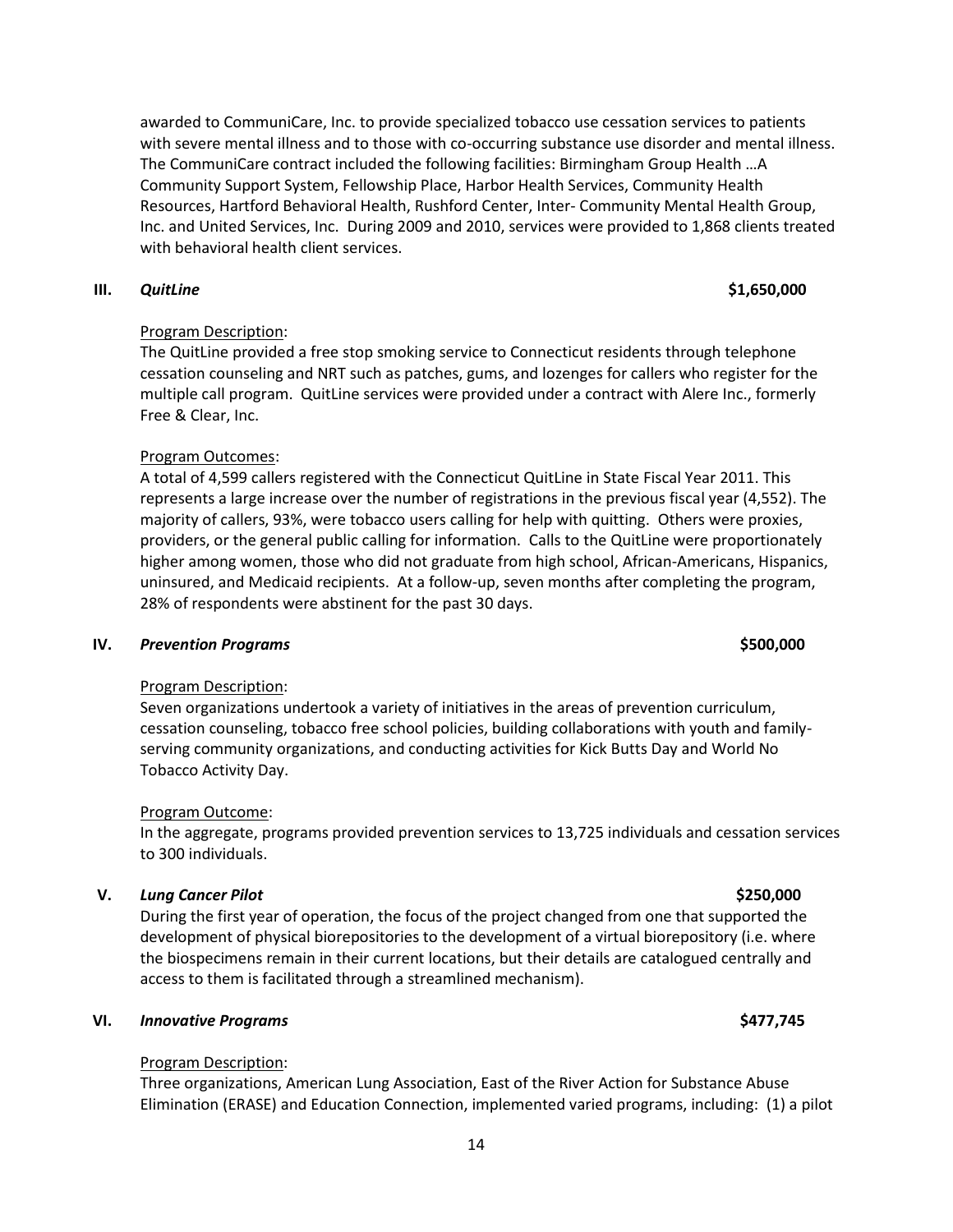awarded to CommuniCare, Inc. to provide specialized tobacco use cessation services to patients with severe mental illness and to those with co-occurring substance use disorder and mental illness. The CommuniCare contract included the following facilities: Birmingham Group Health …A Community Support System, Fellowship Place, Harbor Health Services, Community Health Resources, Hartford Behavioral Health, Rushford Center, Inter- Community Mental Health Group, Inc. and United Services, Inc. During 2009 and 2010, services were provided to 1,868 clients treated with behavioral health client services.

### III. *QuitLine* $1,650,000

Program Description:

The QuitLine provided a free stop smoking service to Connecticut residents through telephone cessation counseling and NRT such as patches, gums, and lozenges for callers who register for the multiple call program. QuitLine services were provided under a contract with Alere Inc., formerly Free & Clear, Inc.

Program Outcomes:

A total of 4,599 callers registered with the Connecticut QuitLine in State Fiscal Year 2011. This represents a large increase over the number of registrations in the previous fiscal year (4,552). The majority of callers, 93%, were tobacco users calling for help with quitting. Others were proxies, providers, or the general public calling for information. Calls to the QuitLine were proportionately higher among women, those who did not graduate from high school, African-Americans, Hispanics, uninsured, and Medicaid recipients. At a follow-up, seven months after completing the program, 28% of respondents were abstinent for the past 30 days.

### IV. *Prevention Programs* $500,000

Program Description:

Seven organizations undertook a variety of initiatives in the areas of prevention curriculum, cessation counseling, tobacco free school policies, building collaborations with youth and family-serving community organizations, and conducting activities for Kick Butts Day and World No Tobacco Activity Day.

Program Outcome:

In the aggregate, programs provided prevention services to 13,725 individuals and cessation services to 300 individuals.

### V. *Lung Cancer Pilot* $250,000

During the first year of operation, the focus of the project changed from one that supported the development of physical biorepositories to the development of a virtual biorepository (i.e. where the biospecimens remain in their current locations, but their details are catalogued centrally and access to them is facilitated through a streamlined mechanism).

### VI. *Innovative Programs* $477,745

Program Description:

Three organizations, American Lung Association, East of the River Action for Substance Abuse Elimination (ERASE) and Education Connection, implemented varied programs, including: (1) a pilot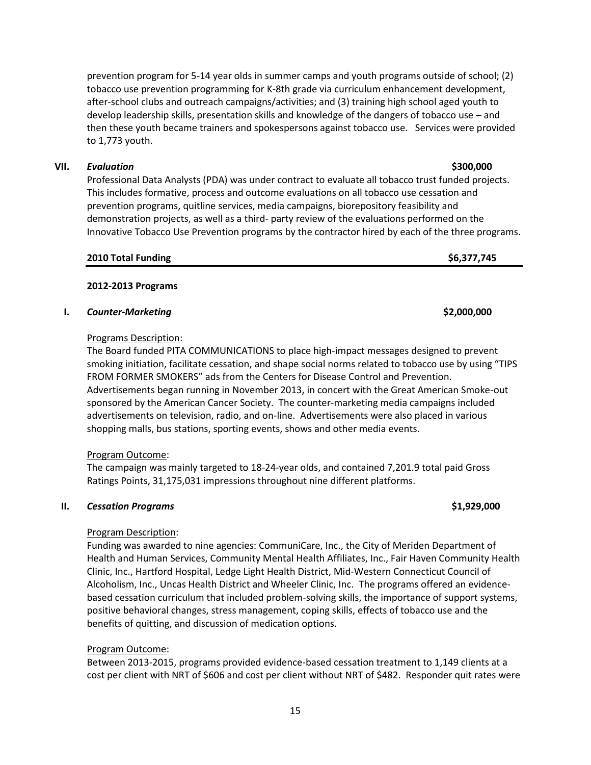prevention program for 5-14 year olds in summer camps and youth programs outside of school; (2) tobacco use prevention programming for K-8th grade via curriculum enhancement development, after-school clubs and outreach campaigns/activities; and (3) training high school aged youth to develop leadership skills, presentation skills and knowledge of the dangers of tobacco use – and then these youth became trainers and spokespersons against tobacco use. Services were provided to 1,773 youth.

**VII.** ***Evaluation*** **$300,000**

Professional Data Analysts (PDA) was under contract to evaluate all tobacco trust funded projects. This includes formative, process and outcome evaluations on all tobacco use cessation and prevention programs, quitline services, media campaigns, biorepository feasibility and demonstration projects, as well as a third- party review of the evaluations performed on the Innovative Tobacco Use Prevention programs by the contractor hired by each of the three programs.

**2010 Total Funding** **$6,377,745**

**2012-2013 Programs**

**I.** ***Counter-Marketing*** **$2,000,000**

Programs Description:

The Board funded PITA COMMUNICATIONS to place high-impact messages designed to prevent smoking initiation, facilitate cessation, and shape social norms related to tobacco use by using "TIPS FROM FORMER SMOKERS" ads from the Centers for Disease Control and Prevention. Advertisements began running in November 2013, in concert with the Great American Smoke-out sponsored by the American Cancer Society. The counter-marketing media campaigns included advertisements on television, radio, and on-line. Advertisements were also placed in various shopping malls, bus stations, sporting events, shows and other media events.

Program Outcome:

The campaign was mainly targeted to 18-24-year olds, and contained 7,201.9 total paid Gross Ratings Points, 31,175,031 impressions throughout nine different platforms.

**II.** ***Cessation Programs*** **$1,929,000**

Program Description:

Funding was awarded to nine agencies: CommuniCare, Inc., the City of Meriden Department of Health and Human Services, Community Mental Health Affiliates, Inc., Fair Haven Community Health Clinic, Inc., Hartford Hospital, Ledge Light Health District, Mid-Western Connecticut Council of Alcoholism, Inc., Uncas Health District and Wheeler Clinic, Inc. The programs offered an evidence-based cessation curriculum that included problem-solving skills, the importance of support systems, positive behavioral changes, stress management, coping skills, effects of tobacco use and the benefits of quitting, and discussion of medication options.

Program Outcome:

Between 2013-2015, programs provided evidence-based cessation treatment to 1,149 clients at a cost per client with NRT of $606 and cost per client without NRT of $482. Responder quit rates were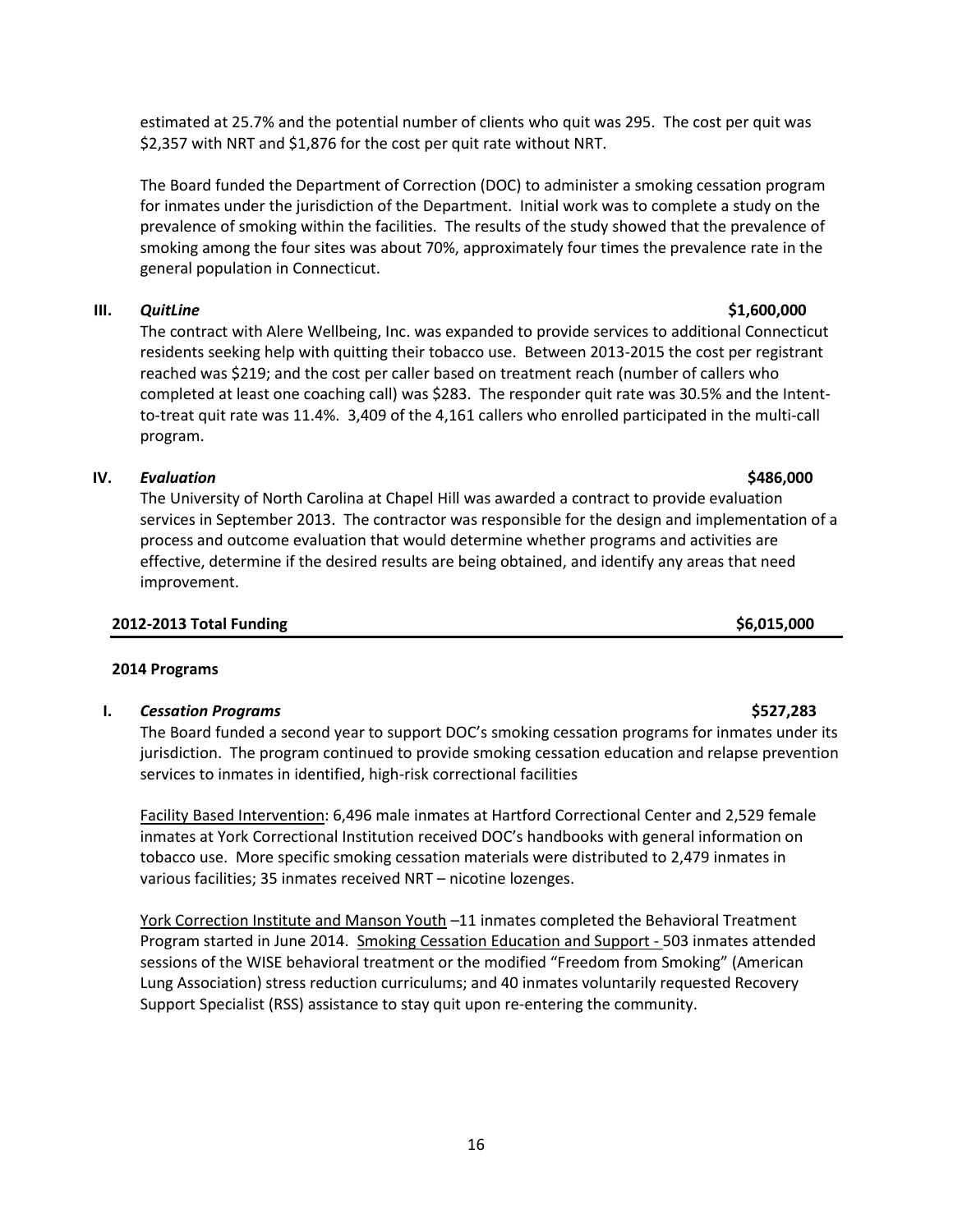estimated at 25.7% and the potential number of clients who quit was 295. The cost per quit was $2,357 with NRT and $1,876 for the cost per quit rate without NRT.

The Board funded the Department of Correction (DOC) to administer a smoking cessation program for inmates under the jurisdiction of the Department. Initial work was to complete a study on the prevalence of smoking within the facilities. The results of the study showed that the prevalence of smoking among the four sites was about 70%, approximately four times the prevalence rate in the general population in Connecticut.

**III. *QuitLine*** **$1,600,000**

The contract with Alere Wellbeing, Inc. was expanded to provide services to additional Connecticut residents seeking help with quitting their tobacco use. Between 2013-2015 the cost per registrant reached was $219; and the cost per caller based on treatment reach (number of callers who completed at least one coaching call) was $283. The responder quit rate was 30.5% and the Intent-to-treat quit rate was 11.4%. 3,409 of the 4,161 callers who enrolled participated in the multi-call program.

**IV. *Evaluation*** **$486,000**

The University of North Carolina at Chapel Hill was awarded a contract to provide evaluation services in September 2013. The contractor was responsible for the design and implementation of a process and outcome evaluation that would determine whether programs and activities are effective, determine if the desired results are being obtained, and identify any areas that need improvement.

**2012-2013 Total Funding** **$6,015,000**

**2014 Programs**

**I. *Cessation Programs*** **$527,283**

The Board funded a second year to support DOC's smoking cessation programs for inmates under its jurisdiction. The program continued to provide smoking cessation education and relapse prevention services to inmates in identified, high-risk correctional facilities

Facility Based Intervention: 6,496 male inmates at Hartford Correctional Center and 2,529 female inmates at York Correctional Institution received DOC's handbooks with general information on tobacco use. More specific smoking cessation materials were distributed to 2,479 inmates in various facilities; 35 inmates received NRT – nicotine lozenges.

York Correction Institute and Manson Youth –11 inmates completed the Behavioral Treatment Program started in June 2014. Smoking Cessation Education and Support - 503 inmates attended sessions of the WISE behavioral treatment or the modified "Freedom from Smoking" (American Lung Association) stress reduction curriculums; and 40 inmates voluntarily requested Recovery Support Specialist (RSS) assistance to stay quit upon re-entering the community.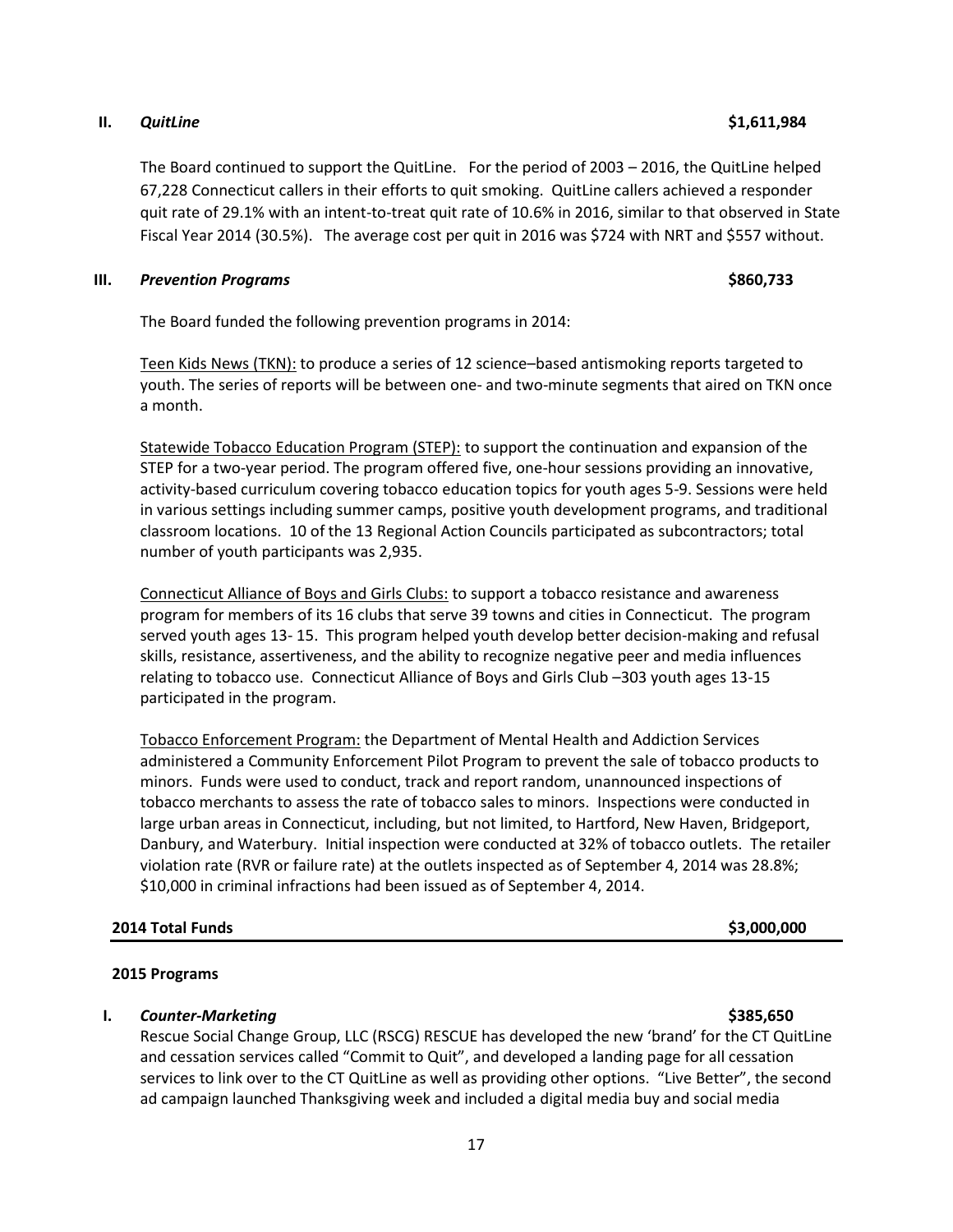**II. *QuitLine*** **$1,611,984**

The Board continued to support the QuitLine. For the period of 2003 – 2016, the QuitLine helped 67,228 Connecticut callers in their efforts to quit smoking. QuitLine callers achieved a responder quit rate of 29.1% with an intent-to-treat quit rate of 10.6% in 2016, similar to that observed in State Fiscal Year 2014 (30.5%). The average cost per quit in 2016 was $724 with NRT and $557 without.

**III. *Prevention Programs*** **$860,733**

The Board funded the following prevention programs in 2014:

Teen Kids News (TKN): to produce a series of 12 science–based antismoking reports targeted to youth. The series of reports will be between one- and two-minute segments that aired on TKN once a month.

Statewide Tobacco Education Program (STEP): to support the continuation and expansion of the STEP for a two-year period. The program offered five, one-hour sessions providing an innovative, activity-based curriculum covering tobacco education topics for youth ages 5-9. Sessions were held in various settings including summer camps, positive youth development programs, and traditional classroom locations. 10 of the 13 Regional Action Councils participated as subcontractors; total number of youth participants was 2,935.

Connecticut Alliance of Boys and Girls Clubs: to support a tobacco resistance and awareness program for members of its 16 clubs that serve 39 towns and cities in Connecticut. The program served youth ages 13- 15. This program helped youth develop better decision-making and refusal skills, resistance, assertiveness, and the ability to recognize negative peer and media influences relating to tobacco use. Connecticut Alliance of Boys and Girls Club –303 youth ages 13-15 participated in the program.

Tobacco Enforcement Program: the Department of Mental Health and Addiction Services administered a Community Enforcement Pilot Program to prevent the sale of tobacco products to minors. Funds were used to conduct, track and report random, unannounced inspections of tobacco merchants to assess the rate of tobacco sales to minors. Inspections were conducted in large urban areas in Connecticut, including, but not limited, to Hartford, New Haven, Bridgeport, Danbury, and Waterbury. Initial inspection were conducted at 32% of tobacco outlets. The retailer violation rate (RVR or failure rate) at the outlets inspected as of September 4, 2014 was 28.8%; $10,000 in criminal infractions had been issued as of September 4, 2014.

**2014 Total Funds** **$3,000,000**

---

**2015 Programs**

**I. *Counter-Marketing*** **$385,650**

Rescue Social Change Group, LLC (RSCG) RESCUE has developed the new 'brand' for the CT QuitLine and cessation services called "Commit to Quit", and developed a landing page for all cessation services to link over to the CT QuitLine as well as providing other options. "Live Better", the second ad campaign launched Thanksgiving week and included a digital media buy and social media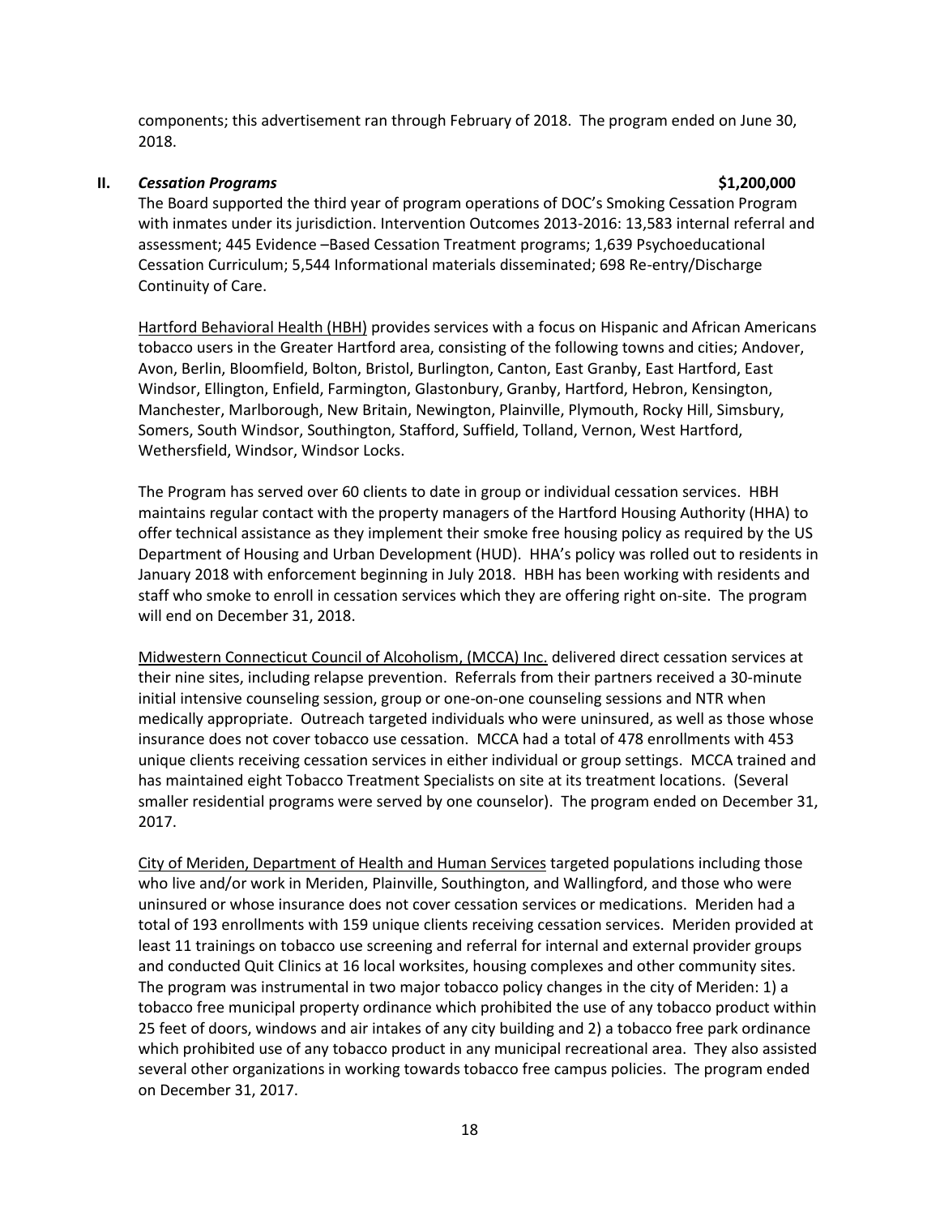components; this advertisement ran through February of 2018. The program ended on June 30, 2018.

## II. *Cessation Programs* **$1,200,000**

The Board supported the third year of program operations of DOC's Smoking Cessation Program with inmates under its jurisdiction. Intervention Outcomes 2013-2016: 13,583 internal referral and assessment; 445 Evidence –Based Cessation Treatment programs; 1,639 Psychoeducational Cessation Curriculum; 5,544 Informational materials disseminated; 698 Re-entry/Discharge Continuity of Care.

Hartford Behavioral Health (HBH) provides services with a focus on Hispanic and African Americans tobacco users in the Greater Hartford area, consisting of the following towns and cities; Andover, Avon, Berlin, Bloomfield, Bolton, Bristol, Burlington, Canton, East Granby, East Hartford, East Windsor, Ellington, Enfield, Farmington, Glastonbury, Granby, Hartford, Hebron, Kensington, Manchester, Marlborough, New Britain, Newington, Plainville, Plymouth, Rocky Hill, Simsbury, Somers, South Windsor, Southington, Stafford, Suffield, Tolland, Vernon, West Hartford, Wethersfield, Windsor, Windsor Locks.

The Program has served over 60 clients to date in group or individual cessation services. HBH maintains regular contact with the property managers of the Hartford Housing Authority (HHA) to offer technical assistance as they implement their smoke free housing policy as required by the US Department of Housing and Urban Development (HUD). HHA's policy was rolled out to residents in January 2018 with enforcement beginning in July 2018. HBH has been working with residents and staff who smoke to enroll in cessation services which they are offering right on-site. The program will end on December 31, 2018.

Midwestern Connecticut Council of Alcoholism, (MCCA) Inc. delivered direct cessation services at their nine sites, including relapse prevention. Referrals from their partners received a 30-minute initial intensive counseling session, group or one-on-one counseling sessions and NTR when medically appropriate. Outreach targeted individuals who were uninsured, as well as those whose insurance does not cover tobacco use cessation. MCCA had a total of 478 enrollments with 453 unique clients receiving cessation services in either individual or group settings. MCCA trained and has maintained eight Tobacco Treatment Specialists on site at its treatment locations. (Several smaller residential programs were served by one counselor). The program ended on December 31, 2017.

City of Meriden, Department of Health and Human Services targeted populations including those who live and/or work in Meriden, Plainville, Southington, and Wallingford, and those who were uninsured or whose insurance does not cover cessation services or medications. Meriden had a total of 193 enrollments with 159 unique clients receiving cessation services. Meriden provided at least 11 trainings on tobacco use screening and referral for internal and external provider groups and conducted Quit Clinics at 16 local worksites, housing complexes and other community sites. The program was instrumental in two major tobacco policy changes in the city of Meriden: 1) a tobacco free municipal property ordinance which prohibited the use of any tobacco product within 25 feet of doors, windows and air intakes of any city building and 2) a tobacco free park ordinance which prohibited use of any tobacco product in any municipal recreational area. They also assisted several other organizations in working towards tobacco free campus policies. The program ended on December 31, 2017.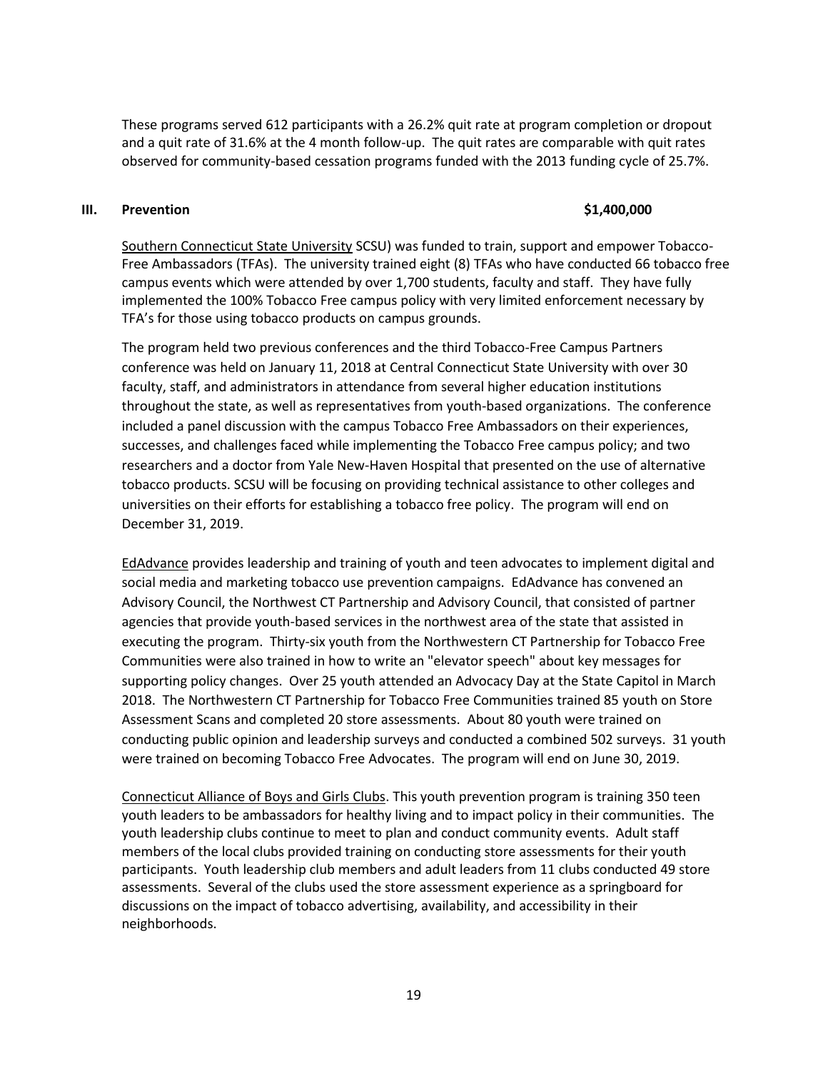These programs served 612 participants with a 26.2% quit rate at program completion or dropout and a quit rate of 31.6% at the 4 month follow-up. The quit rates are comparable with quit rates observed for community-based cessation programs funded with the 2013 funding cycle of 25.7%.

### III. Prevention $1,400,000

Southern Connecticut State University SCSU) was funded to train, support and empower Tobacco-Free Ambassadors (TFAs). The university trained eight (8) TFAs who have conducted 66 tobacco free campus events which were attended by over 1,700 students, faculty and staff. They have fully implemented the 100% Tobacco Free campus policy with very limited enforcement necessary by TFA's for those using tobacco products on campus grounds.

The program held two previous conferences and the third Tobacco-Free Campus Partners conference was held on January 11, 2018 at Central Connecticut State University with over 30 faculty, staff, and administrators in attendance from several higher education institutions throughout the state, as well as representatives from youth-based organizations. The conference included a panel discussion with the campus Tobacco Free Ambassadors on their experiences, successes, and challenges faced while implementing the Tobacco Free campus policy; and two researchers and a doctor from Yale New-Haven Hospital that presented on the use of alternative tobacco products. SCSU will be focusing on providing technical assistance to other colleges and universities on their efforts for establishing a tobacco free policy. The program will end on December 31, 2019.

EdAdvance provides leadership and training of youth and teen advocates to implement digital and social media and marketing tobacco use prevention campaigns. EdAdvance has convened an Advisory Council, the Northwest CT Partnership and Advisory Council, that consisted of partner agencies that provide youth-based services in the northwest area of the state that assisted in executing the program. Thirty-six youth from the Northwestern CT Partnership for Tobacco Free Communities were also trained in how to write an "elevator speech" about key messages for supporting policy changes. Over 25 youth attended an Advocacy Day at the State Capitol in March 2018. The Northwestern CT Partnership for Tobacco Free Communities trained 85 youth on Store Assessment Scans and completed 20 store assessments. About 80 youth were trained on conducting public opinion and leadership surveys and conducted a combined 502 surveys. 31 youth were trained on becoming Tobacco Free Advocates. The program will end on June 30, 2019.

Connecticut Alliance of Boys and Girls Clubs. This youth prevention program is training 350 teen youth leaders to be ambassadors for healthy living and to impact policy in their communities. The youth leadership clubs continue to meet to plan and conduct community events. Adult staff members of the local clubs provided training on conducting store assessments for their youth participants. Youth leadership club members and adult leaders from 11 clubs conducted 49 store assessments. Several of the clubs used the store assessment experience as a springboard for discussions on the impact of tobacco advertising, availability, and accessibility in their neighborhoods.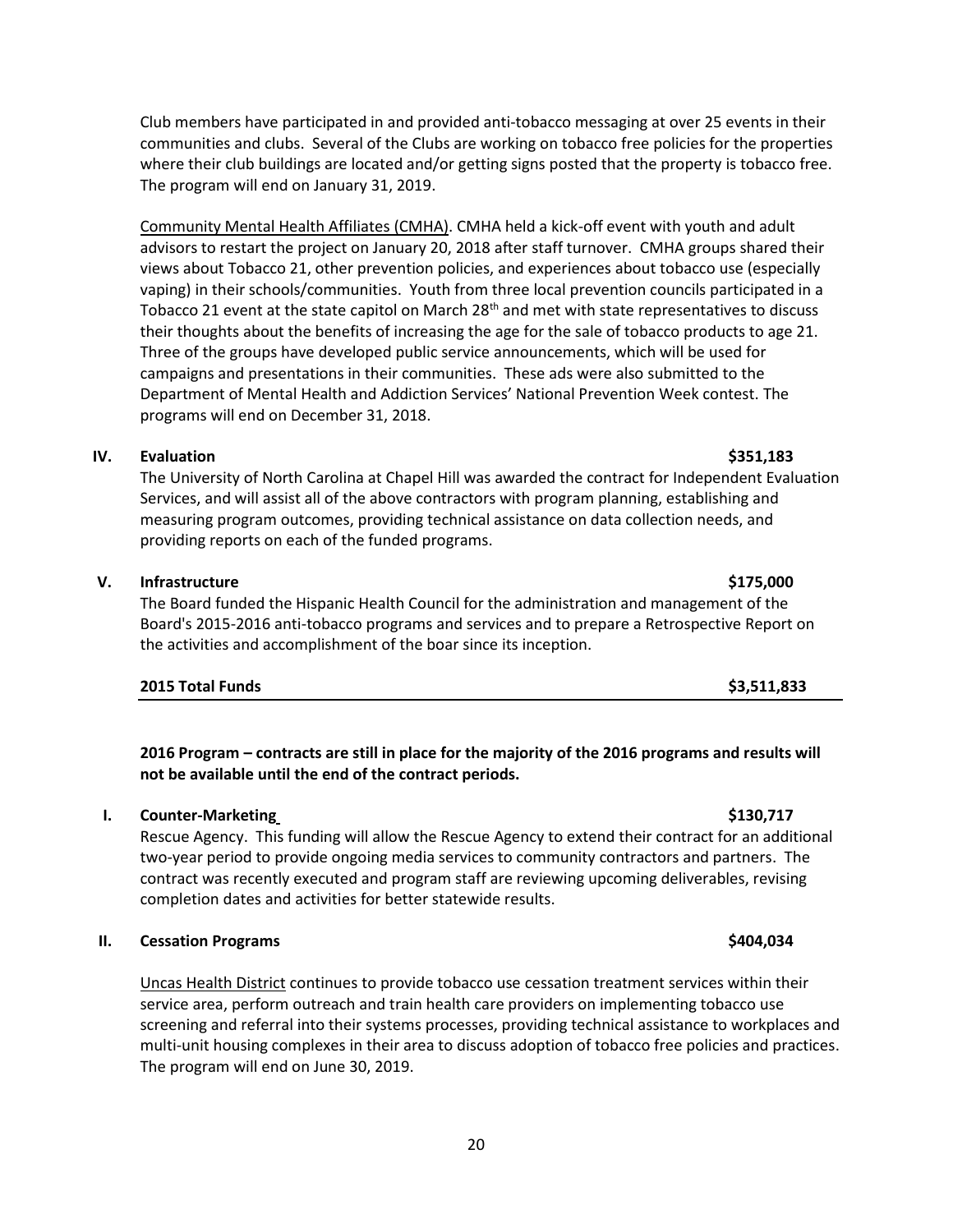Club members have participated in and provided anti-tobacco messaging at over 25 events in their communities and clubs. Several of the Clubs are working on tobacco free policies for the properties where their club buildings are located and/or getting signs posted that the property is tobacco free. The program will end on January 31, 2019.

Community Mental Health Affiliates (CMHA). CMHA held a kick-off event with youth and adult advisors to restart the project on January 20, 2018 after staff turnover. CMHA groups shared their views about Tobacco 21, other prevention policies, and experiences about tobacco use (especially vaping) in their schools/communities. Youth from three local prevention councils participated in a Tobacco 21 event at the state capitol on March 28th and met with state representatives to discuss their thoughts about the benefits of increasing the age for the sale of tobacco products to age 21. Three of the groups have developed public service announcements, which will be used for campaigns and presentations in their communities. These ads were also submitted to the Department of Mental Health and Addiction Services' National Prevention Week contest. The programs will end on December 31, 2018.

**IV. Evaluation $351,183**

The University of North Carolina at Chapel Hill was awarded the contract for Independent Evaluation Services, and will assist all of the above contractors with program planning, establishing and measuring program outcomes, providing technical assistance on data collection needs, and providing reports on each of the funded programs.

**V. Infrastructure $175,000**

The Board funded the Hispanic Health Council for the administration and management of the Board's 2015-2016 anti-tobacco programs and services and to prepare a Retrospective Report on the activities and accomplishment of the boar since its inception.

**2015 Total Funds $3,511,833**

**2016 Program – contracts are still in place for the majority of the 2016 programs and results will not be available until the end of the contract periods.**

**I. Counter-Marketing $130,717**

Rescue Agency. This funding will allow the Rescue Agency to extend their contract for an additional two-year period to provide ongoing media services to community contractors and partners. The contract was recently executed and program staff are reviewing upcoming deliverables, revising completion dates and activities for better statewide results.

**II. Cessation Programs $404,034**

Uncas Health District continues to provide tobacco use cessation treatment services within their service area, perform outreach and train health care providers on implementing tobacco use screening and referral into their systems processes, providing technical assistance to workplaces and multi-unit housing complexes in their area to discuss adoption of tobacco free policies and practices. The program will end on June 30, 2019.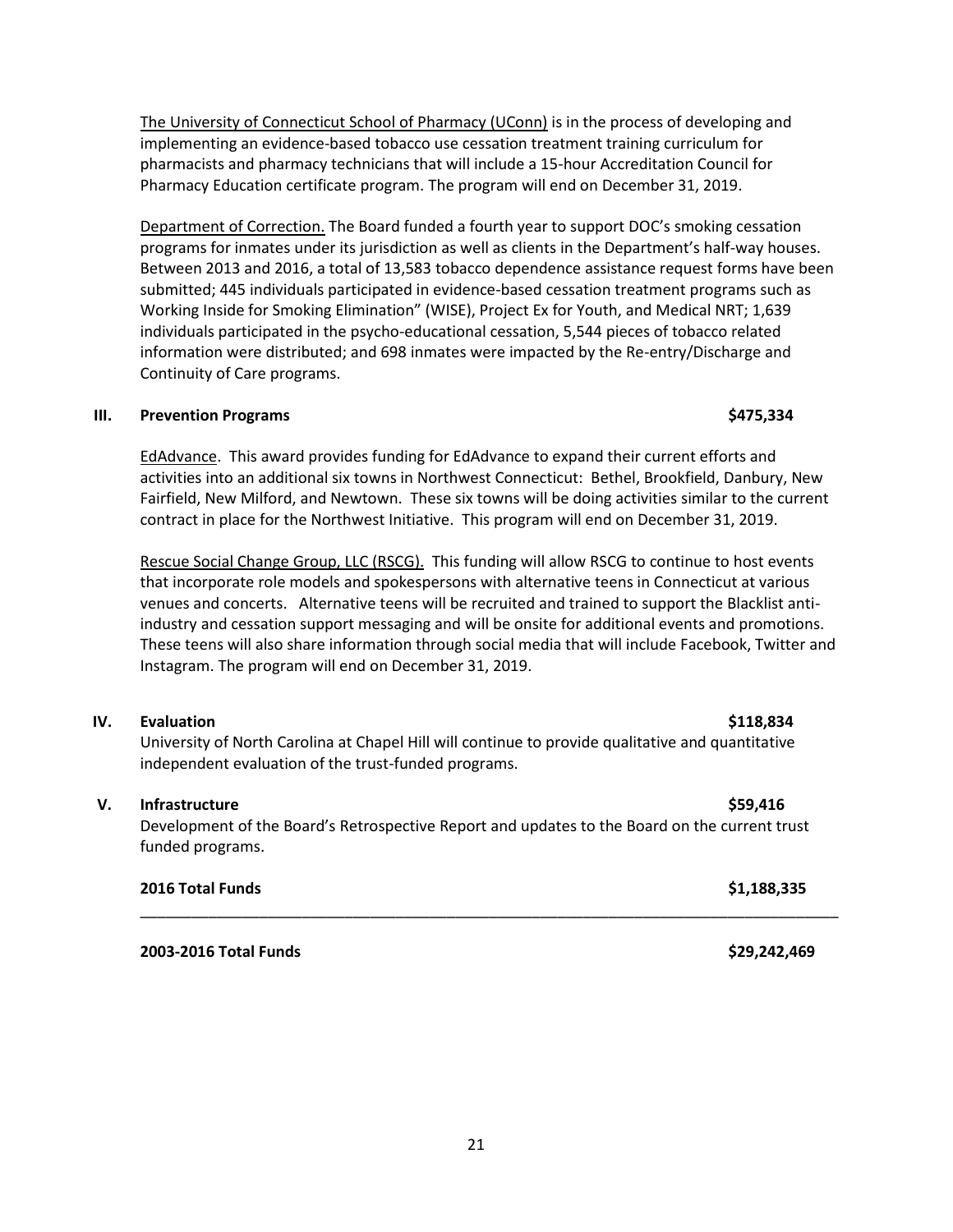The University of Connecticut School of Pharmacy (UConn) is in the process of developing and implementing an evidence-based tobacco use cessation treatment training curriculum for pharmacists and pharmacy technicians that will include a 15-hour Accreditation Council for Pharmacy Education certificate program. The program will end on December 31, 2019.

Department of Correction. The Board funded a fourth year to support DOC's smoking cessation programs for inmates under its jurisdiction as well as clients in the Department's half-way houses. Between 2013 and 2016, a total of 13,583 tobacco dependence assistance request forms have been submitted; 445 individuals participated in evidence-based cessation treatment programs such as Working Inside for Smoking Elimination" (WISE), Project Ex for Youth, and Medical NRT; 1,639 individuals participated in the psycho-educational cessation, 5,544 pieces of tobacco related information were distributed; and 698 inmates were impacted by the Re-entry/Discharge and Continuity of Care programs.

## III. Prevention Programs — $475,334

EdAdvance. This award provides funding for EdAdvance to expand their current efforts and activities into an additional six towns in Northwest Connecticut: Bethel, Brookfield, Danbury, New Fairfield, New Milford, and Newtown. These six towns will be doing activities similar to the current contract in place for the Northwest Initiative. This program will end on December 31, 2019.

Rescue Social Change Group, LLC (RSCG). This funding will allow RSCG to continue to host events that incorporate role models and spokespersons with alternative teens in Connecticut at various venues and concerts. Alternative teens will be recruited and trained to support the Blacklist anti-industry and cessation support messaging and will be onsite for additional events and promotions. These teens will also share information through social media that will include Facebook, Twitter and Instagram. The program will end on December 31, 2019.

## IV. Evaluation — $118,834

University of North Carolina at Chapel Hill will continue to provide qualitative and quantitative independent evaluation of the trust-funded programs.

## V. Infrastructure — $59,416

Development of the Board's Retrospective Report and updates to the Board on the current trust funded programs.

**2016 Total Funds — $1,188,335**

---

**2003-2016 Total Funds — $29,242,469**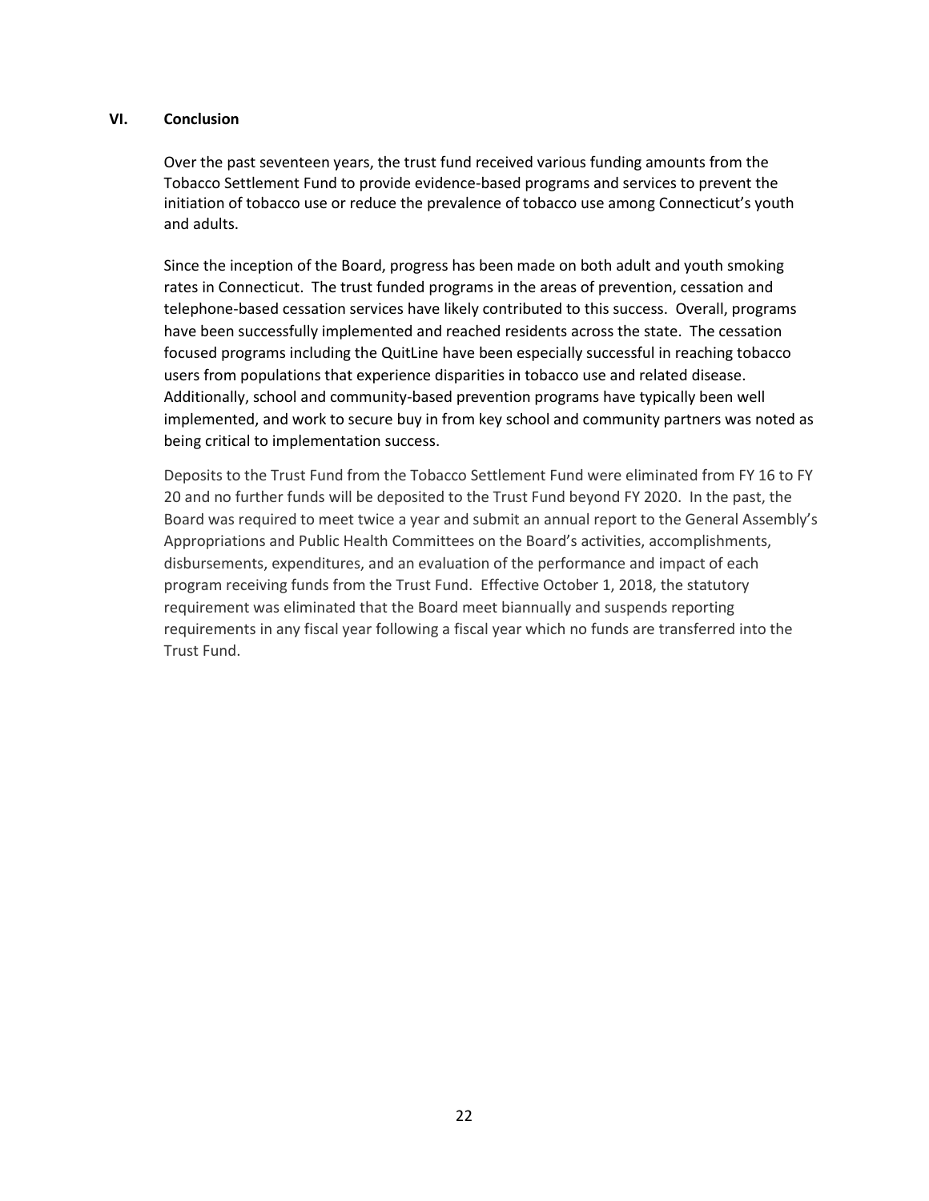## VI. Conclusion

Over the past seventeen years, the trust fund received various funding amounts from the Tobacco Settlement Fund to provide evidence-based programs and services to prevent the initiation of tobacco use or reduce the prevalence of tobacco use among Connecticut's youth and adults.

Since the inception of the Board, progress has been made on both adult and youth smoking rates in Connecticut. The trust funded programs in the areas of prevention, cessation and telephone-based cessation services have likely contributed to this success. Overall, programs have been successfully implemented and reached residents across the state. The cessation focused programs including the QuitLine have been especially successful in reaching tobacco users from populations that experience disparities in tobacco use and related disease. Additionally, school and community-based prevention programs have typically been well implemented, and work to secure buy in from key school and community partners was noted as being critical to implementation success.

Deposits to the Trust Fund from the Tobacco Settlement Fund were eliminated from FY 16 to FY 20 and no further funds will be deposited to the Trust Fund beyond FY 2020. In the past, the Board was required to meet twice a year and submit an annual report to the General Assembly's Appropriations and Public Health Committees on the Board's activities, accomplishments, disbursements, expenditures, and an evaluation of the performance and impact of each program receiving funds from the Trust Fund. Effective October 1, 2018, the statutory requirement was eliminated that the Board meet biannually and suspends reporting requirements in any fiscal year following a fiscal year which no funds are transferred into the Trust Fund.